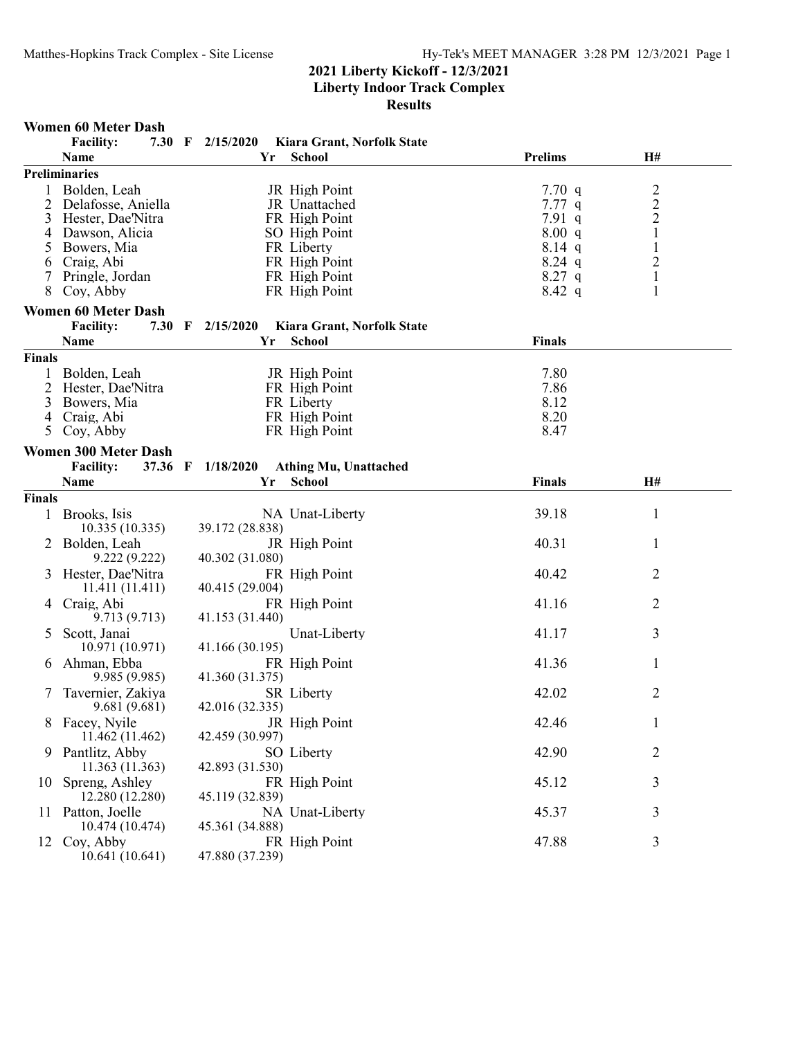# 2021 Liberty Kickoff - 12/3/2021

## Liberty Indoor Track Complex

## Results

### Women 60 Meter Dash

**Facility:** 7.30 F 2/15/2020 Kiara Grant, Norfolk State

**Preliminaries**

| | Name | Yr | School | Prelims | | H# |
|---|---|---|---|---|---|---|
| 1 | Bolden, Leah | JR | High Point | 7.70 | q | 2 |
| 2 | Delafosse, Aniella | JR | Unattached | 7.77 | q | 2 |
| 3 | Hester, Dae'Nitra | FR | High Point | 7.91 | q | 2 |
| 4 | Dawson, Alicia | SO | High Point | 8.00 | q | 1 |
| 5 | Bowers, Mia | FR | Liberty | 8.14 | q | 1 |
| 6 | Craig, Abi | FR | High Point | 8.24 | q | 2 |
| 7 | Pringle, Jordan | FR | High Point | 8.27 | q | 1 |
| 8 | Coy, Abby | FR | High Point | 8.42 | q | 1 |

### Women 60 Meter Dash

**Facility:** 7.30 F 2/15/2020 Kiara Grant, Norfolk State

**Finals**

| | Name | Yr | School | Finals |
|---|---|---|---|---|
| 1 | Bolden, Leah | JR | High Point | 7.80 |
| 2 | Hester, Dae'Nitra | FR | High Point | 7.86 |
| 3 | Bowers, Mia | FR | Liberty | 8.12 |
| 4 | Craig, Abi | FR | High Point | 8.20 |
| 5 | Coy, Abby | FR | High Point | 8.47 |

### Women 300 Meter Dash

**Facility:** 37.36 F 1/18/2020 Athing Mu, Unattached

**Finals**

| | Name | Yr | School | Finals | H# |
|---|---|---|---|---|---|
| 1 | Brooks, Isis | NA | Unat-Liberty | 39.18 | 1 |
| | 10.335 (10.335) 39.172 (28.838) | | | | |
| 2 | Bolden, Leah | JR | High Point | 40.31 | 1 |
| | 9.222 (9.222) 40.302 (31.080) | | | | |
| 3 | Hester, Dae'Nitra | FR | High Point | 40.42 | 2 |
| | 11.411 (11.411) 40.415 (29.004) | | | | |
| 4 | Craig, Abi | FR | High Point | 41.16 | 2 |
| | 9.713 (9.713) 41.153 (31.440) | | | | |
| 5 | Scott, Janai | | Unat-Liberty | 41.17 | 3 |
| | 10.971 (10.971) 41.166 (30.195) | | | | |
| 6 | Ahman, Ebba | FR | High Point | 41.36 | 1 |
| | 9.985 (9.985) 41.360 (31.375) | | | | |
| 7 | Tavernier, Zakiya | SR | Liberty | 42.02 | 2 |
| | 9.681 (9.681) 42.016 (32.335) | | | | |
| 8 | Facey, Nyile | JR | High Point | 42.46 | 1 |
| | 11.462 (11.462) 42.459 (30.997) | | | | |
| 9 | Pantlitz, Abby | SO | Liberty | 42.90 | 2 |
| | 11.363 (11.363) 42.893 (31.530) | | | | |
| 10 | Spreng, Ashley | FR | High Point | 45.12 | 3 |
| | 12.280 (12.280) 45.119 (32.839) | | | | |
| 11 | Patton, Joelle | NA | Unat-Liberty | 45.37 | 3 |
| | 10.474 (10.474) 45.361 (34.888) | | | | |
| 12 | Coy, Abby | FR | High Point | 47.88 | 3 |
| | 10.641 (10.641) 47.880 (37.239) | | | | |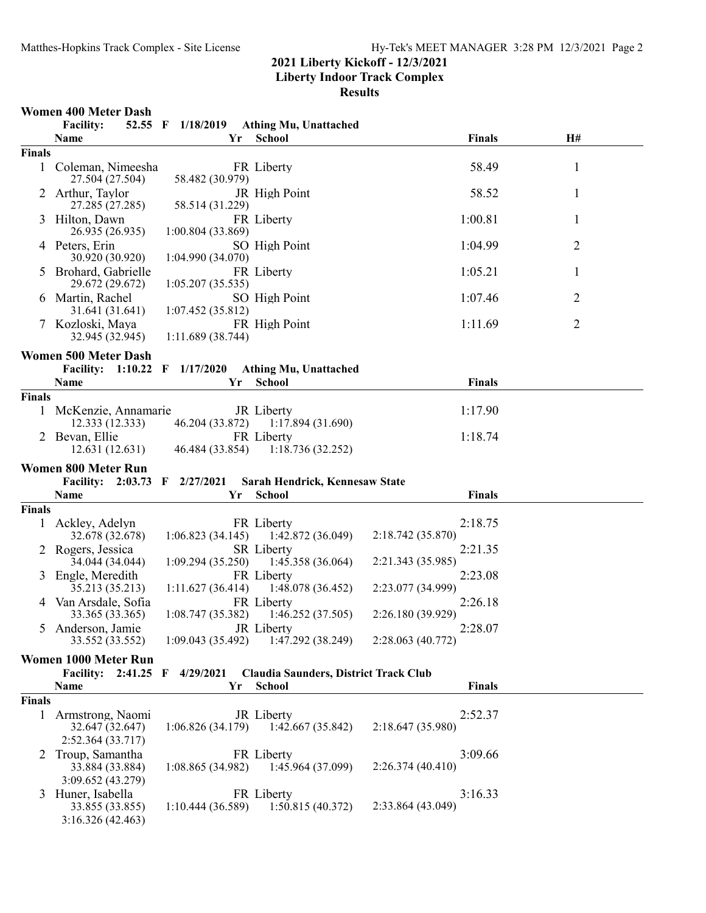## 2021 Liberty Kickoff - 12/3/2021
## Liberty Indoor Track Complex
## Results

### Women 400 Meter Dash

Facility: 52.55 F 1/18/2019 Athing Mu, Unattached

| Place | Name | Yr | School | Finals | H# |
|---|---|---|---|---|---|
| **Finals** | | | | | |
| 1 | Coleman, Nimeesha | FR | Liberty | 58.49 | 1 |
| | 27.504 (27.504) 58.482 (30.979) | | | | |
| 2 | Arthur, Taylor | JR | High Point | 58.52 | 1 |
| | 27.285 (27.285) 58.514 (31.229) | | | | |
| 3 | Hilton, Dawn | FR | Liberty | 1:00.81 | 1 |
| | 26.935 (26.935) 1:00.804 (33.869) | | | | |
| 4 | Peters, Erin | SO | High Point | 1:04.99 | 2 |
| | 30.920 (30.920) 1:04.990 (34.070) | | | | |
| 5 | Brohard, Gabrielle | FR | Liberty | 1:05.21 | 1 |
| | 29.672 (29.672) 1:05.207 (35.535) | | | | |
| 6 | Martin, Rachel | SO | High Point | 1:07.46 | 2 |
| | 31.641 (31.641) 1:07.452 (35.812) | | | | |
| 7 | Kozloski, Maya | FR | High Point | 1:11.69 | 2 |
| | 32.945 (32.945) 1:11.689 (38.744) | | | | |

### Women 500 Meter Dash

Facility: 1:10.22 F 1/17/2020 Athing Mu, Unattached

| Place | Name | Yr | School | Finals |
|---|---|---|---|---|
| **Finals** | | | | |
| 1 | McKenzie, Annamarie | JR | Liberty | 1:17.90 |
| | 12.333 (12.333) 46.204 (33.872) 1:17.894 (31.690) | | | |
| 2 | Bevan, Ellie | FR | Liberty | 1:18.74 |
| | 12.631 (12.631) 46.484 (33.854) 1:18.736 (32.252) | | | |

### Women 800 Meter Run

Facility: 2:03.73 F 2/27/2021 Sarah Hendrick, Kennesaw State

| Place | Name | Yr | School | Finals |
|---|---|---|---|---|
| **Finals** | | | | |
| 1 | Ackley, Adelyn | FR | Liberty | 2:18.75 |
| | 32.678 (32.678) 1:06.823 (34.145) 1:42.872 (36.049) 2:18.742 (35.870) | | | |
| 2 | Rogers, Jessica | SR | Liberty | 2:21.35 |
| | 34.044 (34.044) 1:09.294 (35.250) 1:45.358 (36.064) 2:21.343 (35.985) | | | |
| 3 | Engle, Meredith | FR | Liberty | 2:23.08 |
| | 35.213 (35.213) 1:11.627 (36.414) 1:48.078 (36.452) 2:23.077 (34.999) | | | |
| 4 | Van Arsdale, Sofia | FR | Liberty | 2:26.18 |
| | 33.365 (33.365) 1:08.747 (35.382) 1:46.252 (37.505) 2:26.180 (39.929) | | | |
| 5 | Anderson, Jamie | JR | Liberty | 2:28.07 |
| | 33.552 (33.552) 1:09.043 (35.492) 1:47.292 (38.249) 2:28.063 (40.772) | | | |

### Women 1000 Meter Run

Facility: 2:41.25 F 4/29/2021 Claudia Saunders, District Track Club

| Place | Name | Yr | School | Finals |
|---|---|---|---|---|
| **Finals** | | | | |
| 1 | Armstrong, Naomi | JR | Liberty | 2:52.37 |
| | 32.647 (32.647) 1:06.826 (34.179) 1:42.667 (35.842) 2:18.647 (35.980) 2:52.364 (33.717) | | | |
| 2 | Troup, Samantha | FR | Liberty | 3:09.66 |
| | 33.884 (33.884) 1:08.865 (34.982) 1:45.964 (37.099) 2:26.374 (40.410) 3:09.652 (43.279) | | | |
| 3 | Huner, Isabella | FR | Liberty | 3:16.33 |
| | 33.855 (33.855) 1:10.444 (36.589) 1:50.815 (40.372) 2:33.864 (43.049) 3:16.326 (42.463) | | | |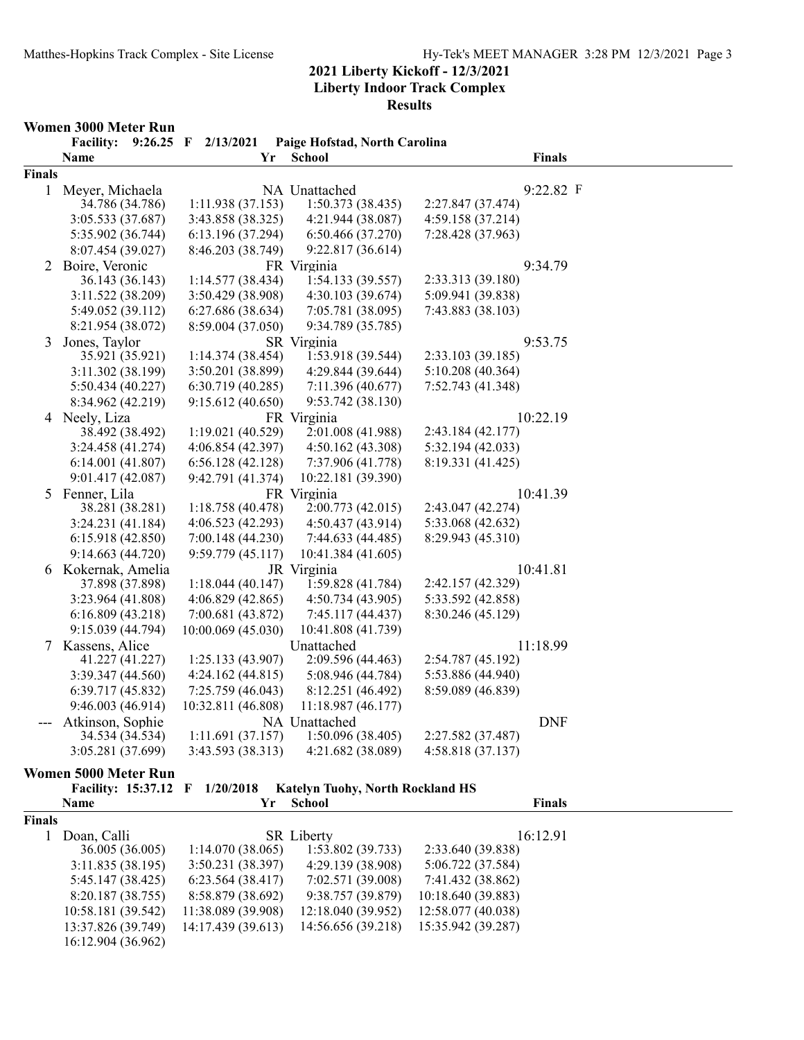## 2021 Liberty Kickoff - 12/3/2021

## Liberty Indoor Track Complex

## Results

### Women 3000 Meter Run

**Facility: 9:26.25 F 2/13/2021 Paige Hofstad, North Carolina**

| | Name | Yr | School | | Finals |
|---|---|---|---|---|---|
| **Finals** | | | | | |
| 1 | Meyer, Michaela | NA | Unattached | | 9:22.82 F |
| | 34.786 (34.786) | 1:11.938 (37.153) | 1:50.373 (38.435) | 2:27.847 (37.474) | |
| | 3:05.533 (37.687) | 3:43.858 (38.325) | 4:21.944 (38.087) | 4:59.158 (37.214) | |
| | 5:35.902 (36.744) | 6:13.196 (37.294) | 6:50.466 (37.270) | 7:28.428 (37.963) | |
| | 8:07.454 (39.027) | 8:46.203 (38.749) | 9:22.817 (36.614) | | |
| 2 | Boire, Veronic | FR | Virginia | | 9:34.79 |
| | 36.143 (36.143) | 1:14.577 (38.434) | 1:54.133 (39.557) | 2:33.313 (39.180) | |
| | 3:11.522 (38.209) | 3:50.429 (38.908) | 4:30.103 (39.674) | 5:09.941 (39.838) | |
| | 5:49.052 (39.112) | 6:27.686 (38.634) | 7:05.781 (38.095) | 7:43.883 (38.103) | |
| | 8:21.954 (38.072) | 8:59.004 (37.050) | 9:34.789 (35.785) | | |
| 3 | Jones, Taylor | SR | Virginia | | 9:53.75 |
| | 35.921 (35.921) | 1:14.374 (38.454) | 1:53.918 (39.544) | 2:33.103 (39.185) | |
| | 3:11.302 (38.199) | 3:50.201 (38.899) | 4:29.844 (39.644) | 5:10.208 (40.364) | |
| | 5:50.434 (40.227) | 6:30.719 (40.285) | 7:11.396 (40.677) | 7:52.743 (41.348) | |
| | 8:34.962 (42.219) | 9:15.612 (40.650) | 9:53.742 (38.130) | | |
| 4 | Neely, Liza | FR | Virginia | | 10:22.19 |
| | 38.492 (38.492) | 1:19.021 (40.529) | 2:01.008 (41.988) | 2:43.184 (42.177) | |
| | 3:24.458 (41.274) | 4:06.854 (42.397) | 4:50.162 (43.308) | 5:32.194 (42.033) | |
| | 6:14.001 (41.807) | 6:56.128 (42.128) | 7:37.906 (41.778) | 8:19.331 (41.425) | |
| | 9:01.417 (42.087) | 9:42.791 (41.374) | 10:22.181 (39.390) | | |
| 5 | Fenner, Lila | FR | Virginia | | 10:41.39 |
| | 38.281 (38.281) | 1:18.758 (40.478) | 2:00.773 (42.015) | 2:43.047 (42.274) | |
| | 3:24.231 (41.184) | 4:06.523 (42.293) | 4:50.437 (43.914) | 5:33.068 (42.632) | |
| | 6:15.918 (42.850) | 7:00.148 (44.230) | 7:44.633 (44.485) | 8:29.943 (45.310) | |
| | 9:14.663 (44.720) | 9:59.779 (45.117) | 10:41.384 (41.605) | | |
| 6 | Kokernak, Amelia | JR | Virginia | | 10:41.81 |
| | 37.898 (37.898) | 1:18.044 (40.147) | 1:59.828 (41.784) | 2:42.157 (42.329) | |
| | 3:23.964 (41.808) | 4:06.829 (42.865) | 4:50.734 (43.905) | 5:33.592 (42.858) | |
| | 6:16.809 (43.218) | 7:00.681 (43.872) | 7:45.117 (44.437) | 8:30.246 (45.129) | |
| | 9:15.039 (44.794) | 10:00.069 (45.030) | 10:41.808 (41.739) | | |
| 7 | Kassens, Alice | | Unattached | | 11:18.99 |
| | 41.227 (41.227) | 1:25.133 (43.907) | 2:09.596 (44.463) | 2:54.787 (45.192) | |
| | 3:39.347 (44.560) | 4:24.162 (44.815) | 5:08.946 (44.784) | 5:53.886 (44.940) | |
| | 6:39.717 (45.832) | 7:25.759 (46.043) | 8:12.251 (46.492) | 8:59.089 (46.839) | |
| | 9:46.003 (46.914) | 10:32.811 (46.808) | 11:18.987 (46.177) | | |
| --- | Atkinson, Sophie | NA | Unattached | | DNF |
| | 34.534 (34.534) | 1:11.691 (37.157) | 1:50.096 (38.405) | 2:27.582 (37.487) | |
| | 3:05.281 (37.699) | 3:43.593 (38.313) | 4:21.682 (38.089) | 4:58.818 (37.137) | |

### Women 5000 Meter Run

**Facility: 15:37.12 F 1/20/2018 Katelyn Tuohy, North Rockland HS**

| | Name | Yr | School | | Finals |
|---|---|---|---|---|---|
| **Finals** | | | | | |
| 1 | Doan, Calli | SR | Liberty | | 16:12.91 |
| | 36.005 (36.005) | 1:14.070 (38.065) | 1:53.802 (39.733) | 2:33.640 (39.838) | |
| | 3:11.835 (38.195) | 3:50.231 (38.397) | 4:29.139 (38.908) | 5:06.722 (37.584) | |
| | 5:45.147 (38.425) | 6:23.564 (38.417) | 7:02.571 (39.008) | 7:41.432 (38.862) | |
| | 8:20.187 (38.755) | 8:58.879 (38.692) | 9:38.757 (39.879) | 10:18.640 (39.883) | |
| | 10:58.181 (39.542) | 11:38.089 (39.908) | 12:18.040 (39.952) | 12:58.077 (40.038) | |
| | 13:37.826 (39.749) | 14:17.439 (39.613) | 14:56.656 (39.218) | 15:35.942 (39.287) | |
| | 16:12.904 (36.962) | | | | |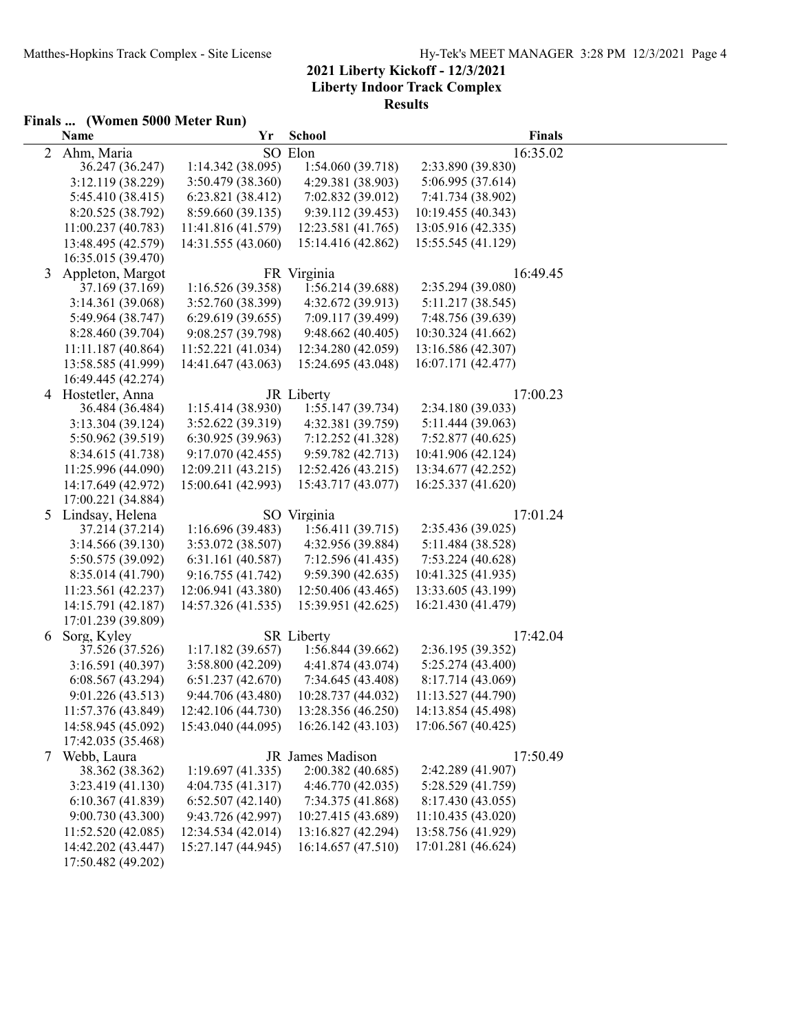# 2021 Liberty Kickoff - 12/3/2021

## Liberty Indoor Track Complex

### Results

**Finals ... (Women 5000 Meter Run)**

| | Name | Yr | School | Finals |
|---|---|---|---|---|
| 2 | Ahm, Maria | SO | Elon | 16:35.02 |
| | 36.247 (36.247) | 1:14.342 (38.095) | 1:54.060 (39.718) | 2:33.890 (39.830) |
| | 3:12.119 (38.229) | 3:50.479 (38.360) | 4:29.381 (38.903) | 5:06.995 (37.614) |
| | 5:45.410 (38.415) | 6:23.821 (38.412) | 7:02.832 (39.012) | 7:41.734 (38.902) |
| | 8:20.525 (38.792) | 8:59.660 (39.135) | 9:39.112 (39.453) | 10:19.455 (40.343) |
| | 11:00.237 (40.783) | 11:41.816 (41.579) | 12:23.581 (41.765) | 13:05.916 (42.335) |
| | 13:48.495 (42.579) | 14:31.555 (43.060) | 15:14.416 (42.862) | 15:55.545 (41.129) |
| | 16:35.015 (39.470) | | | |
| 3 | Appleton, Margot | FR | Virginia | 16:49.45 |
| | 37.169 (37.169) | 1:16.526 (39.358) | 1:56.214 (39.688) | 2:35.294 (39.080) |
| | 3:14.361 (39.068) | 3:52.760 (38.399) | 4:32.672 (39.913) | 5:11.217 (38.545) |
| | 5:49.964 (38.747) | 6:29.619 (39.655) | 7:09.117 (39.499) | 7:48.756 (39.639) |
| | 8:28.460 (39.704) | 9:08.257 (39.798) | 9:48.662 (40.405) | 10:30.324 (41.662) |
| | 11:11.187 (40.864) | 11:52.221 (41.034) | 12:34.280 (42.059) | 13:16.586 (42.307) |
| | 13:58.585 (41.999) | 14:41.647 (43.063) | 15:24.695 (43.048) | 16:07.171 (42.477) |
| | 16:49.445 (42.274) | | | |
| 4 | Hostetler, Anna | JR | Liberty | 17:00.23 |
| | 36.484 (36.484) | 1:15.414 (38.930) | 1:55.147 (39.734) | 2:34.180 (39.033) |
| | 3:13.304 (39.124) | 3:52.622 (39.319) | 4:32.381 (39.759) | 5:11.444 (39.063) |
| | 5:50.962 (39.519) | 6:30.925 (39.963) | 7:12.252 (41.328) | 7:52.877 (40.625) |
| | 8:34.615 (41.738) | 9:17.070 (42.455) | 9:59.782 (42.713) | 10:41.906 (42.124) |
| | 11:25.996 (44.090) | 12:09.211 (43.215) | 12:52.426 (43.215) | 13:34.677 (42.252) |
| | 14:17.649 (42.972) | 15:00.641 (42.993) | 15:43.717 (43.077) | 16:25.337 (41.620) |
| | 17:00.221 (34.884) | | | |
| 5 | Lindsay, Helena | SO | Virginia | 17:01.24 |
| | 37.214 (37.214) | 1:16.696 (39.483) | 1:56.411 (39.715) | 2:35.436 (39.025) |
| | 3:14.566 (39.130) | 3:53.072 (38.507) | 4:32.956 (39.884) | 5:11.484 (38.528) |
| | 5:50.575 (39.092) | 6:31.161 (40.587) | 7:12.596 (41.435) | 7:53.224 (40.628) |
| | 8:35.014 (41.790) | 9:16.755 (41.742) | 9:59.390 (42.635) | 10:41.325 (41.935) |
| | 11:23.561 (42.237) | 12:06.941 (43.380) | 12:50.406 (43.465) | 13:33.605 (43.199) |
| | 14:15.791 (42.187) | 14:57.326 (41.535) | 15:39.951 (42.625) | 16:21.430 (41.479) |
| | 17:01.239 (39.809) | | | |
| 6 | Sorg, Kyley | SR | Liberty | 17:42.04 |
| | 37.526 (37.526) | 1:17.182 (39.657) | 1:56.844 (39.662) | 2:36.195 (39.352) |
| | 3:16.591 (40.397) | 3:58.800 (42.209) | 4:41.874 (43.074) | 5:25.274 (43.400) |
| | 6:08.567 (43.294) | 6:51.237 (42.670) | 7:34.645 (43.408) | 8:17.714 (43.069) |
| | 9:01.226 (43.513) | 9:44.706 (43.480) | 10:28.737 (44.032) | 11:13.527 (44.790) |
| | 11:57.376 (43.849) | 12:42.106 (44.730) | 13:28.356 (46.250) | 14:13.854 (45.498) |
| | 14:58.945 (45.092) | 15:43.040 (44.095) | 16:26.142 (43.103) | 17:06.567 (40.425) |
| | 17:42.035 (35.468) | | | |
| 7 | Webb, Laura | JR | James Madison | 17:50.49 |
| | 38.362 (38.362) | 1:19.697 (41.335) | 2:00.382 (40.685) | 2:42.289 (41.907) |
| | 3:23.419 (41.130) | 4:04.735 (41.317) | 4:46.770 (42.035) | 5:28.529 (41.759) |
| | 6:10.367 (41.839) | 6:52.507 (42.140) | 7:34.375 (41.868) | 8:17.430 (43.055) |
| | 9:00.730 (43.300) | 9:43.726 (42.997) | 10:27.415 (43.689) | 11:10.435 (43.020) |
| | 11:52.520 (42.085) | 12:34.534 (42.014) | 13:16.827 (42.294) | 13:58.756 (41.929) |
| | 14:42.202 (43.447) | 15:27.147 (44.945) | 16:14.657 (47.510) | 17:01.281 (46.624) |
| | 17:50.482 (49.202) | | | |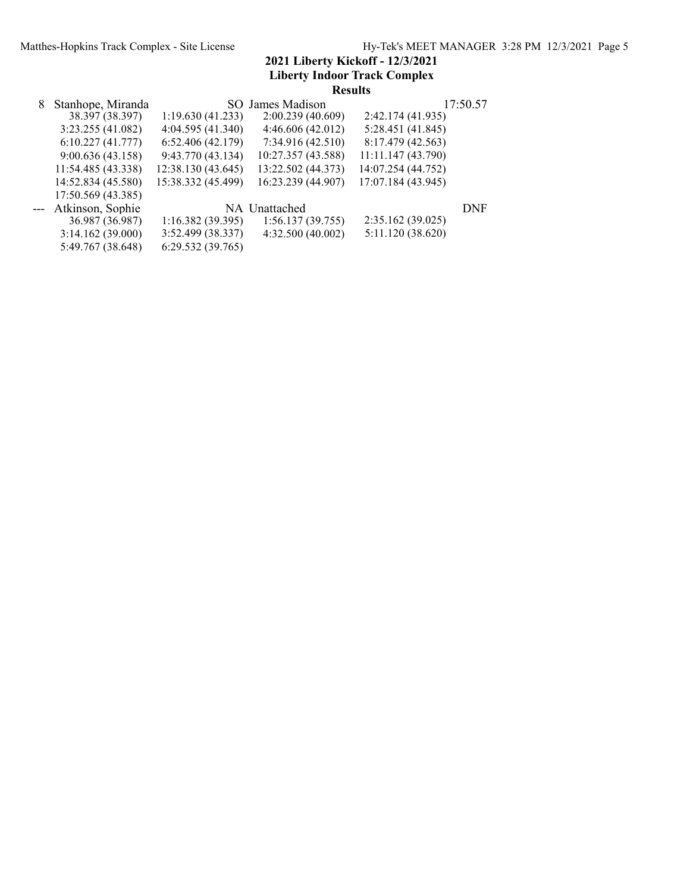## 2021 Liberty Kickoff - 12/3/2021
## Liberty Indoor Track Complex
### Results

| | | | | | |
|---|---|---|---|---|---|
| 8 | Stanhope, Miranda | SO | James Madison | | 17:50.57 |
| | 38.397 (38.397) | 1:19.630 (41.233) | 2:00.239 (40.609) | 2:42.174 (41.935) | |
| | 3:23.255 (41.082) | 4:04.595 (41.340) | 4:46.606 (42.012) | 5:28.451 (41.845) | |
| | 6:10.227 (41.777) | 6:52.406 (42.179) | 7:34.916 (42.510) | 8:17.479 (42.563) | |
| | 9:00.636 (43.158) | 9:43.770 (43.134) | 10:27.357 (43.588) | 11:11.147 (43.790) | |
| | 11:54.485 (43.338) | 12:38.130 (43.645) | 13:22.502 (44.373) | 14:07.254 (44.752) | |
| | 14:52.834 (45.580) | 15:38.332 (45.499) | 16:23.239 (44.907) | 17:07.184 (43.945) | |
| | 17:50.569 (43.385) | | | | |
| --- | Atkinson, Sophie | NA | Unattached | | DNF |
| | 36.987 (36.987) | 1:16.382 (39.395) | 1:56.137 (39.755) | 2:35.162 (39.025) | |
| | 3:14.162 (39.000) | 3:52.499 (38.337) | 4:32.500 (40.002) | 5:11.120 (38.620) | |
| | 5:49.767 (38.648) | 6:29.532 (39.765) | | | |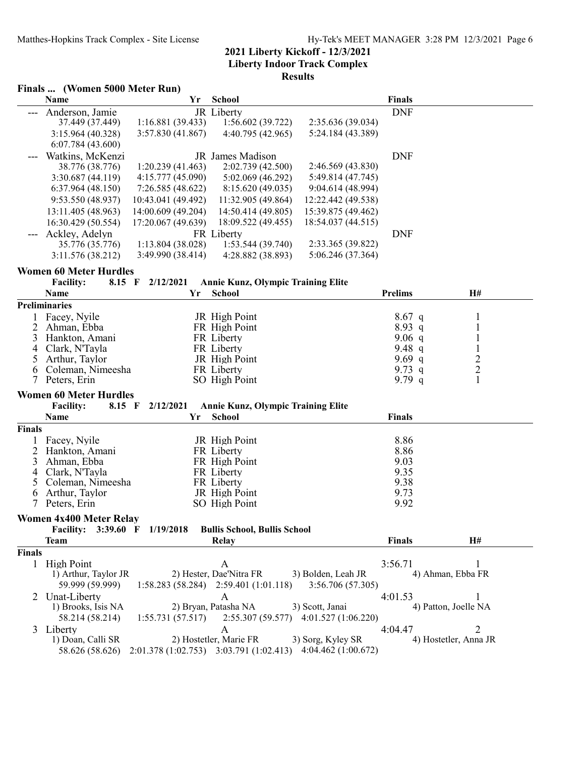## 2021 Liberty Kickoff - 12/3/2021
## Liberty Indoor Track Complex
## Results

### Finals ... (Women 5000 Meter Run)

| | Name | Yr | School | | Finals |
|---|---|---|---|---|---|
| --- | Anderson, Jamie | JR | Liberty | | DNF |
| | 37.449 (37.449) | 1:16.881 (39.433) | 1:56.602 (39.722) | 2:35.636 (39.034) | |
| | 3:15.964 (40.328) | 3:57.830 (41.867) | 4:40.795 (42.965) | 5:24.184 (43.389) | |
| | 6:07.784 (43.600) | | | | |
| --- | Watkins, McKenzi | JR | James Madison | | DNF |
| | 38.776 (38.776) | 1:20.239 (41.463) | 2:02.739 (42.500) | 2:46.569 (43.830) | |
| | 3:30.687 (44.119) | 4:15.777 (45.090) | 5:02.069 (46.292) | 5:49.814 (47.745) | |
| | 6:37.964 (48.150) | 7:26.585 (48.622) | 8:15.620 (49.035) | 9:04.614 (48.994) | |
| | 9:53.550 (48.937) | 10:43.041 (49.492) | 11:32.905 (49.864) | 12:22.442 (49.538) | |
| | 13:11.405 (48.963) | 14:00.609 (49.204) | 14:50.414 (49.805) | 15:39.875 (49.462) | |
| | 16:30.429 (50.554) | 17:20.067 (49.639) | 18:09.522 (49.455) | 18:54.037 (44.515) | |
| --- | Ackley, Adelyn | FR | Liberty | | DNF |
| | 35.776 (35.776) | 1:13.804 (38.028) | 1:53.544 (39.740) | 2:33.365 (39.822) | |
| | 3:11.576 (38.212) | 3:49.990 (38.414) | 4:28.882 (38.893) | 5:06.246 (37.364) | |

### Women 60 Meter Hurdles

Facility: 8.15 F 2/12/2021 Annie Kunz, Olympic Training Elite

| | Name | Yr | School | Prelims | | H# |
|---|---|---|---|---|---|---|
| **Preliminaries** | | | | | | |
| 1 | Facey, Nyile | JR | High Point | 8.67 | q | 1 |
| 2 | Ahman, Ebba | FR | High Point | 8.93 | q | 1 |
| 3 | Hankton, Amani | FR | Liberty | 9.06 | q | 1 |
| 4 | Clark, N'Tayla | FR | Liberty | 9.48 | q | 1 |
| 5 | Arthur, Taylor | JR | High Point | 9.69 | q | 2 |
| 6 | Coleman, Nimeesha | FR | Liberty | 9.73 | q | 2 |
| 7 | Peters, Erin | SO | High Point | 9.79 | q | 1 |

### Women 60 Meter Hurdles

Facility: 8.15 F 2/12/2021 Annie Kunz, Olympic Training Elite

| | Name | Yr | School | Finals |
|---|---|---|---|---|
| **Finals** | | | | |
| 1 | Facey, Nyile | JR | High Point | 8.86 |
| 2 | Hankton, Amani | FR | Liberty | 8.86 |
| 3 | Ahman, Ebba | FR | High Point | 9.03 |
| 4 | Clark, N'Tayla | FR | Liberty | 9.35 |
| 5 | Coleman, Nimeesha | FR | Liberty | 9.38 |
| 6 | Arthur, Taylor | JR | High Point | 9.73 |
| 7 | Peters, Erin | SO | High Point | 9.92 |

### Women 4x400 Meter Relay

Facility: 3:39.60 F 1/19/2018 Bullis School, Bullis School

| | Team | Relay | | Finals | H# |
|---|---|---|---|---|---|
| **Finals** | | | | | |
| 1 | High Point | A | | 3:56.71 | 1 |
| | 1) Arthur, Taylor JR | 2) Hester, Dae'Nitra FR | 3) Bolden, Leah JR | 4) Ahman, Ebba FR | |
| | 59.999 (59.999) | 1:58.283 (58.284) | 2:59.401 (1:01.118) | 3:56.706 (57.305) | |
| 2 | Unat-Liberty | A | | 4:01.53 | 1 |
| | 1) Brooks, Isis NA | 2) Bryan, Patasha NA | 3) Scott, Janai | 4) Patton, Joelle NA | |
| | 58.214 (58.214) | 1:55.731 (57.517) | 2:55.307 (59.577) | 4:01.527 (1:06.220) | |
| 3 | Liberty | A | | 4:04.47 | 2 |
| | 1) Doan, Calli SR | 2) Hostetler, Marie FR | 3) Sorg, Kyley SR | 4) Hostetler, Anna JR | |
| | 58.626 (58.626) | 2:01.378 (1:02.753) | 3:03.791 (1:02.413) | 4:04.462 (1:00.672) | |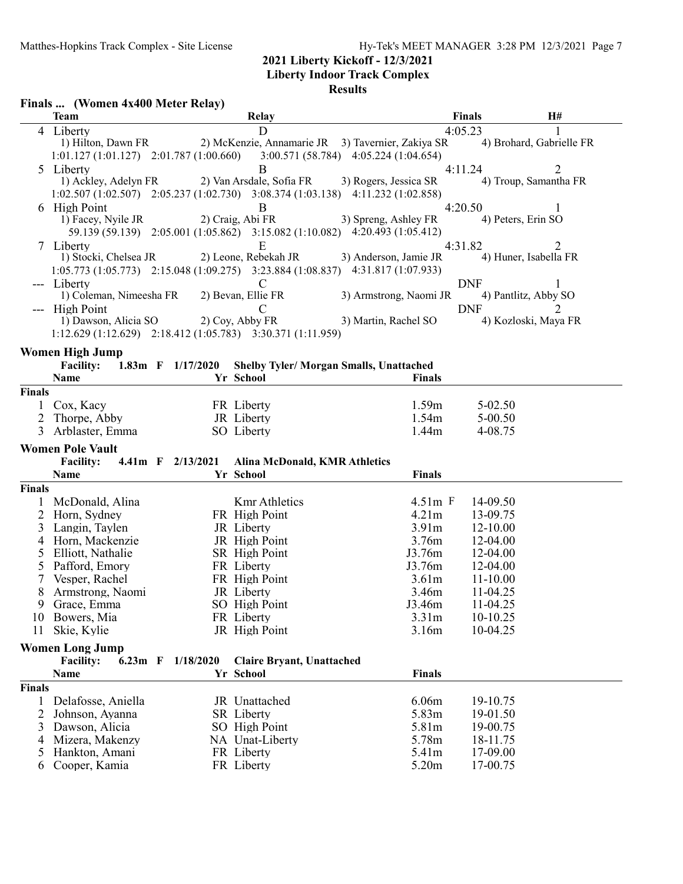## 2021 Liberty Kickoff - 12/3/2021

### Liberty Indoor Track Complex

### Results

**Finals ... (Women 4x400 Meter Relay)**

| | Team | Relay | Finals | H# |
|---|---|---|---|---|
| 4 | Liberty | D | 4:05.23 | 1 |
| | 1) Hilton, Dawn FR | 2) McKenzie, Annamarie JR | 3) Tavernier, Zakiya SR | 4) Brohard, Gabrielle FR |
| | 1:01.127 (1:01.127) | 2:01.787 (1:00.660) | 3:00.571 (58.784) | 4:05.224 (1:04.654) |
| 5 | Liberty | B | 4:11.24 | 2 |
| | 1) Ackley, Adelyn FR | 2) Van Arsdale, Sofia FR | 3) Rogers, Jessica SR | 4) Troup, Samantha FR |
| | 1:02.507 (1:02.507) | 2:05.237 (1:02.730) | 3:08.374 (1:03.138) | 4:11.232 (1:02.858) |
| 6 | High Point | B | 4:20.50 | 1 |
| | 1) Facey, Nyile JR | 2) Craig, Abi FR | 3) Spreng, Ashley FR | 4) Peters, Erin SO |
| | 59.139 (59.139) | 2:05.001 (1:05.862) | 3:15.082 (1:10.082) | 4:20.493 (1:05.412) |
| 7 | Liberty | E | 4:31.82 | 2 |
| | 1) Stocki, Chelsea JR | 2) Leone, Rebekah JR | 3) Anderson, Jamie JR | 4) Huner, Isabella FR |
| | 1:05.773 (1:05.773) | 2:15.048 (1:09.275) | 3:23.884 (1:08.837) | 4:31.817 (1:07.933) |
| --- | Liberty | C | DNF | 1 |
| | 1) Coleman, Nimeesha FR | 2) Bevan, Ellie FR | 3) Armstrong, Naomi JR | 4) Pantlitz, Abby SO |
| --- | High Point | C | DNF | 2 |
| | 1) Dawson, Alicia SO | 2) Coy, Abby FR | 3) Martin, Rachel SO | 4) Kozloski, Maya FR |
| | 1:12.629 (1:12.629) | 2:18.412 (1:05.783) | 3:30.371 (1:11.959) | |

### Women High Jump

**Facility: 1.83m F 1/17/2020 Shelby Tyler/ Morgan Smalls, Unattached**

| | Name | Yr | School | Finals | |
|---|---|---|---|---|---|
| **Finals** | | | | | |
| 1 | Cox, Kacy | FR | Liberty | 1.59m | 5-02.50 |
| 2 | Thorpe, Abby | JR | Liberty | 1.54m | 5-00.50 |
| 3 | Arblaster, Emma | SO | Liberty | 1.44m | 4-08.75 |

### Women Pole Vault

**Facility: 4.41m F 2/13/2021 Alina McDonald, KMR Athletics**

| | Name | Yr | School | Finals | |
|---|---|---|---|---|---|
| **Finals** | | | | | |
| 1 | McDonald, Alina | | Kmr Athletics | 4.51m F | 14-09.50 |
| 2 | Horn, Sydney | FR | High Point | 4.21m | 13-09.75 |
| 3 | Langin, Taylen | JR | Liberty | 3.91m | 12-10.00 |
| 4 | Horn, Mackenzie | JR | High Point | 3.76m | 12-04.00 |
| 5 | Elliott, Nathalie | SR | High Point | J3.76m | 12-04.00 |
| 5 | Pafford, Emory | FR | Liberty | J3.76m | 12-04.00 |
| 7 | Vesper, Rachel | FR | High Point | 3.61m | 11-10.00 |
| 8 | Armstrong, Naomi | JR | Liberty | 3.46m | 11-04.25 |
| 9 | Grace, Emma | SO | High Point | J3.46m | 11-04.25 |
| 10 | Bowers, Mia | FR | Liberty | 3.31m | 10-10.25 |
| 11 | Skie, Kylie | JR | High Point | 3.16m | 10-04.25 |

### Women Long Jump

**Facility: 6.23m F 1/18/2020 Claire Bryant, Unattached**

| | Name | Yr | School | Finals | |
|---|---|---|---|---|---|
| **Finals** | | | | | |
| 1 | Delafosse, Aniella | JR | Unattached | 6.06m | 19-10.75 |
| 2 | Johnson, Ayanna | SR | Liberty | 5.83m | 19-01.50 |
| 3 | Dawson, Alicia | SO | High Point | 5.81m | 19-00.75 |
| 4 | Mizera, Makenzy | NA | Unat-Liberty | 5.78m | 18-11.75 |
| 5 | Hankton, Amani | FR | Liberty | 5.41m | 17-09.00 |
| 6 | Cooper, Kamia | FR | Liberty | 5.20m | 17-00.75 |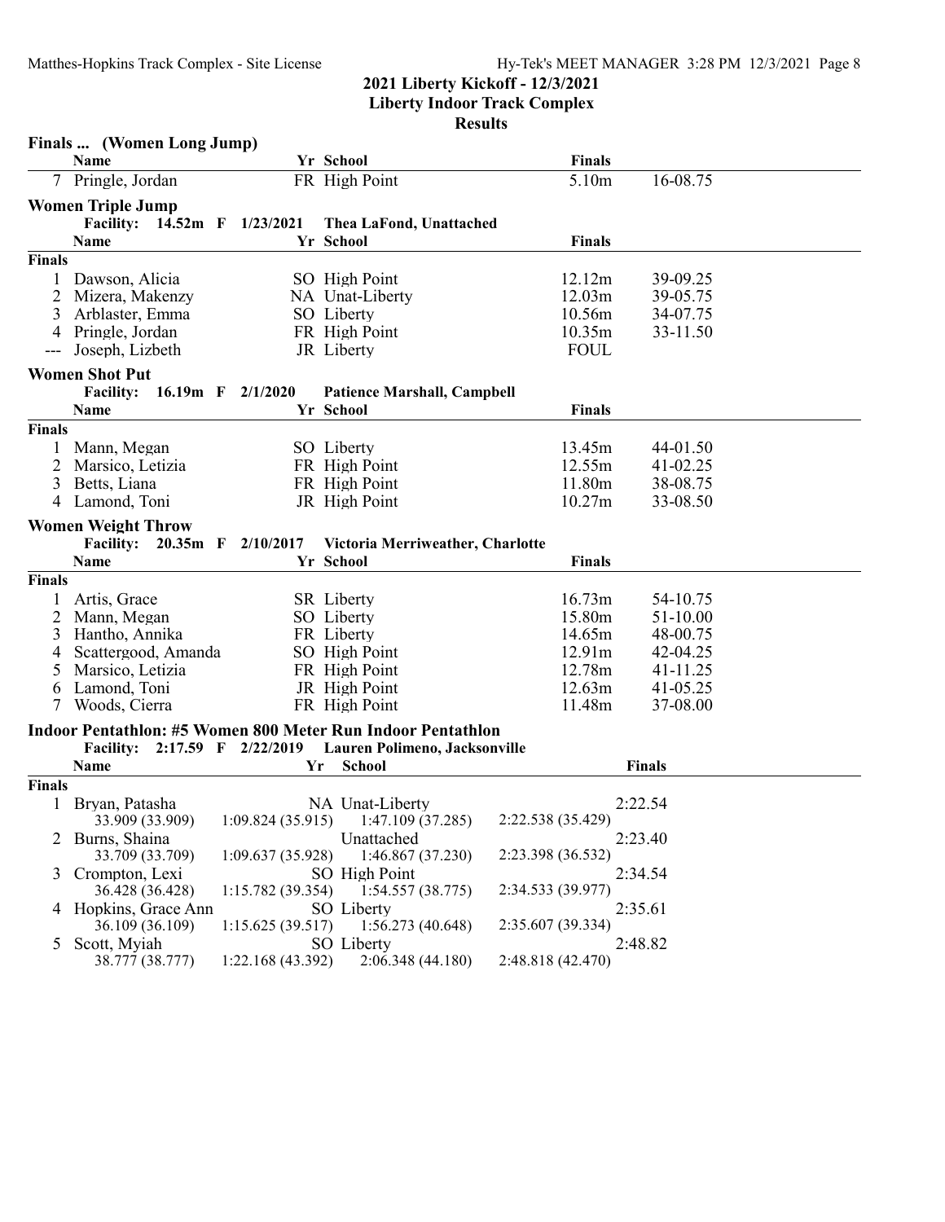## 2021 Liberty Kickoff - 12/3/2021

**Liberty Indoor Track Complex**

**Results**

### Finals ... (Women Long Jump)

| | Name | Yr | School | Finals | |
|---|---|---|---|---|---|
| 7 | Pringle, Jordan | FR | High Point | 5.10m | 16-08.75 |

### Women Triple Jump

**Facility: 14.52m F 1/23/2021 Thea LaFond, Unattached**

| | Name | Yr | School | Finals | |
|---|---|---|---|---|---|
| **Finals** | | | | | |
| 1 | Dawson, Alicia | SO | High Point | 12.12m | 39-09.25 |
| 2 | Mizera, Makenzy | NA | Unat-Liberty | 12.03m | 39-05.75 |
| 3 | Arblaster, Emma | SO | Liberty | 10.56m | 34-07.75 |
| 4 | Pringle, Jordan | FR | High Point | 10.35m | 33-11.50 |
| --- | Joseph, Lizbeth | JR | Liberty | FOUL | |

### Women Shot Put

**Facility: 16.19m F 2/1/2020 Patience Marshall, Campbell**

| | Name | Yr | School | Finals | |
|---|---|---|---|---|---|
| **Finals** | | | | | |
| 1 | Mann, Megan | SO | Liberty | 13.45m | 44-01.50 |
| 2 | Marsico, Letizia | FR | High Point | 12.55m | 41-02.25 |
| 3 | Betts, Liana | FR | High Point | 11.80m | 38-08.75 |
| 4 | Lamond, Toni | JR | High Point | 10.27m | 33-08.50 |

### Women Weight Throw

**Facility: 20.35m F 2/10/2017 Victoria Merriweather, Charlotte**

| | Name | Yr | School | Finals | |
|---|---|---|---|---|---|
| **Finals** | | | | | |
| 1 | Artis, Grace | SR | Liberty | 16.73m | 54-10.75 |
| 2 | Mann, Megan | SO | Liberty | 15.80m | 51-10.00 |
| 3 | Hantho, Annika | FR | Liberty | 14.65m | 48-00.75 |
| 4 | Scattergood, Amanda | SO | High Point | 12.91m | 42-04.25 |
| 5 | Marsico, Letizia | FR | High Point | 12.78m | 41-11.25 |
| 6 | Lamond, Toni | JR | High Point | 12.63m | 41-05.25 |
| 7 | Woods, Cierra | FR | High Point | 11.48m | 37-08.00 |

### Indoor Pentathlon: #5 Women 800 Meter Run Indoor Pentathlon

**Facility: 2:17.59 F 2/22/2019 Lauren Polimeno, Jacksonville**

| | Name | Yr | School | | Finals |
|---|---|---|---|---|---|
| **Finals** | | | | | |
| 1 | Bryan, Patasha | NA | Unat-Liberty | | 2:22.54 |
| | 33.909 (33.909) | 1:09.824 (35.915) | 1:47.109 (37.285) | 2:22.538 (35.429) | |
| 2 | Burns, Shaina | | Unattached | | 2:23.40 |
| | 33.709 (33.709) | 1:09.637 (35.928) | 1:46.867 (37.230) | 2:23.398 (36.532) | |
| 3 | Crompton, Lexi | SO | High Point | | 2:34.54 |
| | 36.428 (36.428) | 1:15.782 (39.354) | 1:54.557 (38.775) | 2:34.533 (39.977) | |
| 4 | Hopkins, Grace Ann | SO | Liberty | | 2:35.61 |
| | 36.109 (36.109) | 1:15.625 (39.517) | 1:56.273 (40.648) | 2:35.607 (39.334) | |
| 5 | Scott, Myiah | SO | Liberty | | 2:48.82 |
| | 38.777 (38.777) | 1:22.168 (43.392) | 2:06.348 (44.180) | 2:48.818 (42.470) | |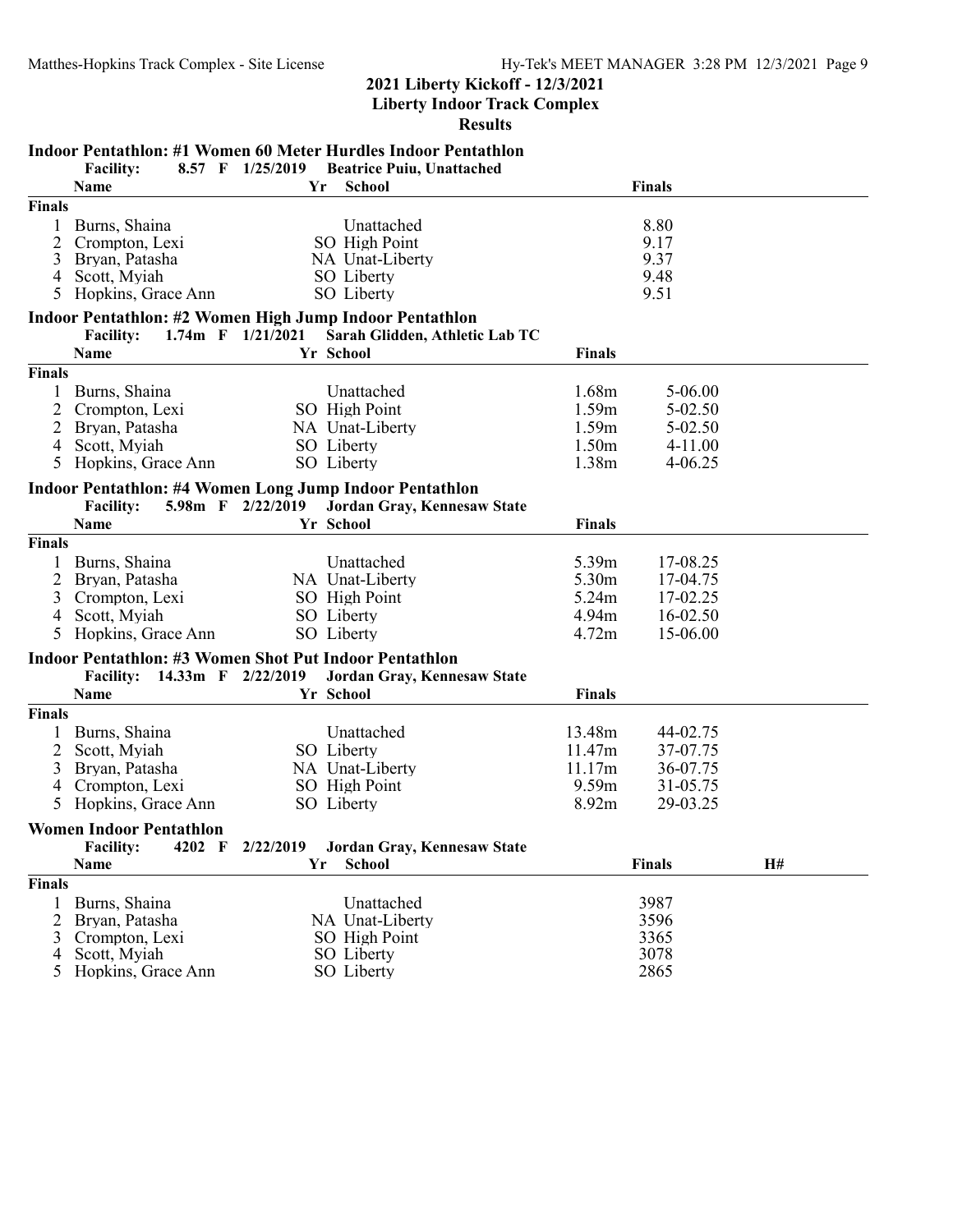## 2021 Liberty Kickoff - 12/3/2021

**Liberty Indoor Track Complex**

**Results**

### Indoor Pentathlon: #1 Women 60 Meter Hurdles Indoor Pentathlon

**Facility:** 8.57 F 1/25/2019 Beatrice Puiu, Unattached

| | Name | Yr | School | Finals |
|---|---|---|---|---|
| **Finals** | | | | |
| 1 | Burns, Shaina | | Unattached | 8.80 |
| 2 | Crompton, Lexi | SO | High Point | 9.17 |
| 3 | Bryan, Patasha | NA | Unat-Liberty | 9.37 |
| 4 | Scott, Myiah | SO | Liberty | 9.48 |
| 5 | Hopkins, Grace Ann | SO | Liberty | 9.51 |

### Indoor Pentathlon: #2 Women High Jump Indoor Pentathlon

**Facility:** 1.74m F 1/21/2021 Sarah Glidden, Athletic Lab TC

| | Name | Yr | School | Finals | |
|---|---|---|---|---|---|
| **Finals** | | | | | |
| 1 | Burns, Shaina | | Unattached | 1.68m | 5-06.00 |
| 2 | Crompton, Lexi | SO | High Point | 1.59m | 5-02.50 |
| 2 | Bryan, Patasha | NA | Unat-Liberty | 1.59m | 5-02.50 |
| 4 | Scott, Myiah | SO | Liberty | 1.50m | 4-11.00 |
| 5 | Hopkins, Grace Ann | SO | Liberty | 1.38m | 4-06.25 |

### Indoor Pentathlon: #4 Women Long Jump Indoor Pentathlon

**Facility:** 5.98m F 2/22/2019 Jordan Gray, Kennesaw State

| | Name | Yr | School | Finals | |
|---|---|---|---|---|---|
| **Finals** | | | | | |
| 1 | Burns, Shaina | | Unattached | 5.39m | 17-08.25 |
| 2 | Bryan, Patasha | NA | Unat-Liberty | 5.30m | 17-04.75 |
| 3 | Crompton, Lexi | SO | High Point | 5.24m | 17-02.25 |
| 4 | Scott, Myiah | SO | Liberty | 4.94m | 16-02.50 |
| 5 | Hopkins, Grace Ann | SO | Liberty | 4.72m | 15-06.00 |

### Indoor Pentathlon: #3 Women Shot Put Indoor Pentathlon

**Facility:** 14.33m F 2/22/2019 Jordan Gray, Kennesaw State

| | Name | Yr | School | Finals | |
|---|---|---|---|---|---|
| **Finals** | | | | | |
| 1 | Burns, Shaina | | Unattached | 13.48m | 44-02.75 |
| 2 | Scott, Myiah | SO | Liberty | 11.47m | 37-07.75 |
| 3 | Bryan, Patasha | NA | Unat-Liberty | 11.17m | 36-07.75 |
| 4 | Crompton, Lexi | SO | High Point | 9.59m | 31-05.75 |
| 5 | Hopkins, Grace Ann | SO | Liberty | 8.92m | 29-03.25 |

### Women Indoor Pentathlon

**Facility:** 4202 F 2/22/2019 Jordan Gray, Kennesaw State

| | Name | Yr | School | Finals | H# |
|---|---|---|---|---|---|
| **Finals** | | | | | |
| 1 | Burns, Shaina | | Unattached | 3987 | |
| 2 | Bryan, Patasha | NA | Unat-Liberty | 3596 | |
| 3 | Crompton, Lexi | SO | High Point | 3365 | |
| 4 | Scott, Myiah | SO | Liberty | 3078 | |
| 5 | Hopkins, Grace Ann | SO | Liberty | 2865 | |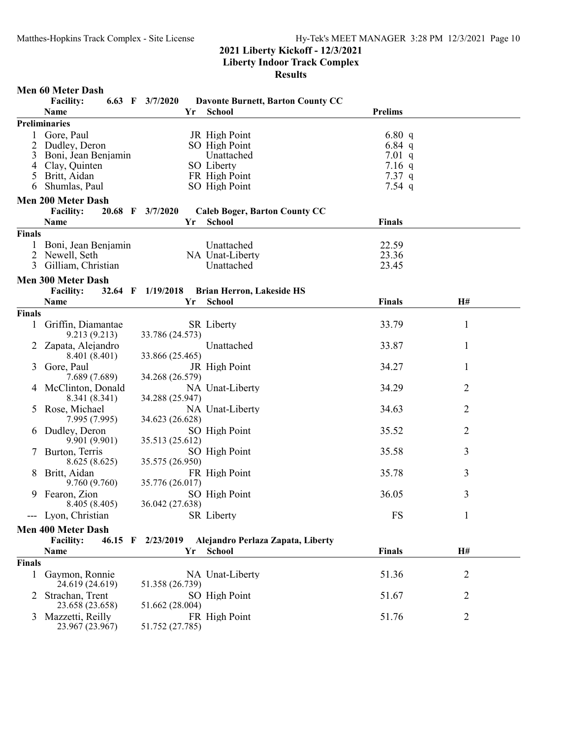## 2021 Liberty Kickoff - 12/3/2021
## Liberty Indoor Track Complex
## Results

### Men 60 Meter Dash

Facility: 6.63 F 3/7/2020 Davonte Burnett, Barton County CC

**Preliminaries**

| | Name | Yr | School | Prelims |
|---|---|---|---|---|
| 1 | Gore, Paul | JR | High Point | 6.80 q |
| 2 | Dudley, Deron | SO | High Point | 6.84 q |
| 3 | Boni, Jean Benjamin | | Unattached | 7.01 q |
| 4 | Clay, Quinten | SO | Liberty | 7.16 q |
| 5 | Britt, Aidan | FR | High Point | 7.37 q |
| 6 | Shumlas, Paul | SO | High Point | 7.54 q |

### Men 200 Meter Dash

Facility: 20.68 F 3/7/2020 Caleb Boger, Barton County CC

**Finals**

| | Name | Yr | School | Finals |
|---|---|---|---|---|
| 1 | Boni, Jean Benjamin | | Unattached | 22.59 |
| 2 | Newell, Seth | NA | Unat-Liberty | 23.36 |
| 3 | Gilliam, Christian | | Unattached | 23.45 |

### Men 300 Meter Dash

Facility: 32.64 F 1/19/2018 Brian Herron, Lakeside HS

**Finals**

| | Name | Yr | School | Finals | H# |
|---|---|---|---|---|---|
| 1 | Griffin, Diamantae | SR | Liberty | 33.79 | 1 |
| | 9.213 (9.213) 33.786 (24.573) | | | | |
| 2 | Zapata, Alejandro | | Unattached | 33.87 | 1 |
| | 8.401 (8.401) 33.866 (25.465) | | | | |
| 3 | Gore, Paul | JR | High Point | 34.27 | 1 |
| | 7.689 (7.689) 34.268 (26.579) | | | | |
| 4 | McClinton, Donald | NA | Unat-Liberty | 34.29 | 2 |
| | 8.341 (8.341) 34.288 (25.947) | | | | |
| 5 | Rose, Michael | NA | Unat-Liberty | 34.63 | 2 |
| | 7.995 (7.995) 34.623 (26.628) | | | | |
| 6 | Dudley, Deron | SO | High Point | 35.52 | 2 |
| | 9.901 (9.901) 35.513 (25.612) | | | | |
| 7 | Burton, Terris | SO | High Point | 35.58 | 3 |
| | 8.625 (8.625) 35.575 (26.950) | | | | |
| 8 | Britt, Aidan | FR | High Point | 35.78 | 3 |
| | 9.760 (9.760) 35.776 (26.017) | | | | |
| 9 | Fearon, Zion | SO | High Point | 36.05 | 3 |
| | 8.405 (8.405) 36.042 (27.638) | | | | |
| --- | Lyon, Christian | SR | Liberty | FS | 1 |

### Men 400 Meter Dash

Facility: 46.15 F 2/23/2019 Alejandro Perlaza Zapata, Liberty

**Finals**

| | Name | Yr | School | Finals | H# |
|---|---|---|---|---|---|
| 1 | Gaymon, Ronnie | NA | Unat-Liberty | 51.36 | 2 |
| | 24.619 (24.619) 51.358 (26.739) | | | | |
| 2 | Strachan, Trent | SO | High Point | 51.67 | 2 |
| | 23.658 (23.658) 51.662 (28.004) | | | | |
| 3 | Mazzetti, Reilly | FR | High Point | 51.76 | 2 |
| | 23.967 (23.967) 51.752 (27.785) | | | | |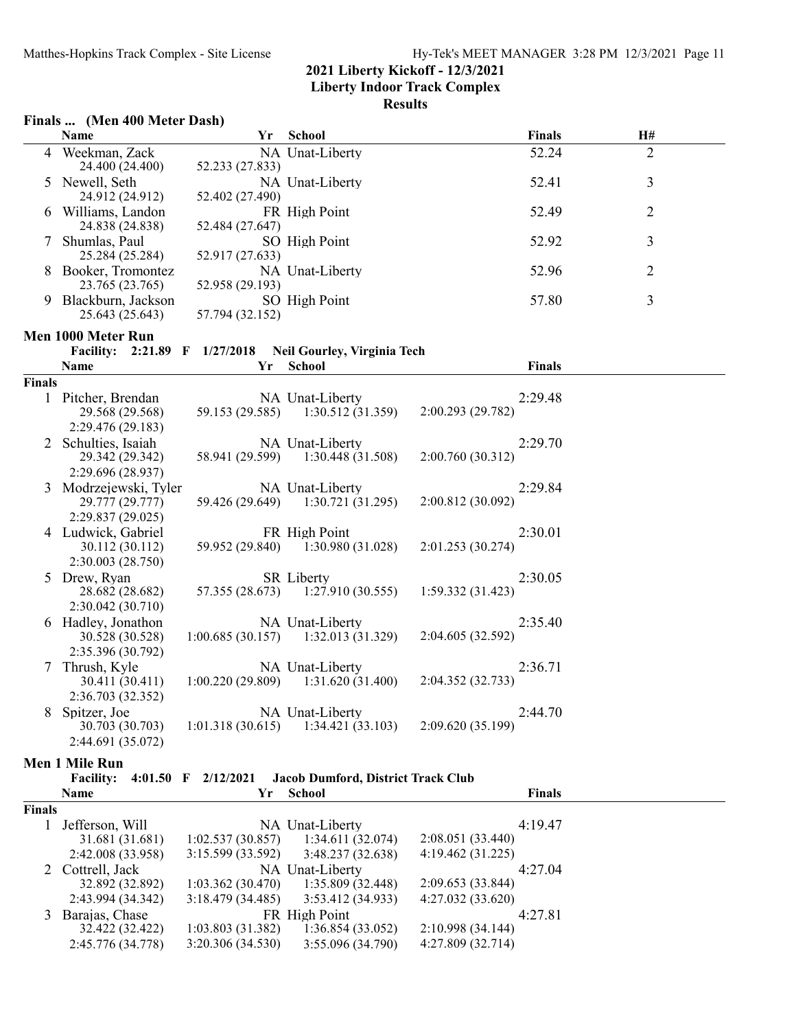## 2021 Liberty Kickoff - 12/3/2021
## Liberty Indoor Track Complex
## Results

### Finals ... (Men 400 Meter Dash)

| | Name | Yr | School | Finals | H# |
|---|---|---|---|---|---|
| 4 | Weekman, Zack | NA | Unat-Liberty | 52.24 | 2 |
| | 24.400 (24.400) 52.233 (27.833) | | | | |
| 5 | Newell, Seth | NA | Unat-Liberty | 52.41 | 3 |
| | 24.912 (24.912) 52.402 (27.490) | | | | |
| 6 | Williams, Landon | FR | High Point | 52.49 | 2 |
| | 24.838 (24.838) 52.484 (27.647) | | | | |
| 7 | Shumlas, Paul | SO | High Point | 52.92 | 3 |
| | 25.284 (25.284) 52.917 (27.633) | | | | |
| 8 | Booker, Tromontez | NA | Unat-Liberty | 52.96 | 2 |
| | 23.765 (23.765) 52.958 (29.193) | | | | |
| 9 | Blackburn, Jackson | SO | High Point | 57.80 | 3 |
| | 25.643 (25.643) 57.794 (32.152) | | | | |

### Men 1000 Meter Run

**Facility: 2:21.89 F 1/27/2018 Neil Gourley, Virginia Tech**

**Finals**

| | Name | Yr | School | Finals |
|---|---|---|---|---|
| 1 | Pitcher, Brendan | NA | Unat-Liberty | 2:29.48 |
| | 29.568 (29.568) 59.153 (29.585) 1:30.512 (31.359) 2:00.293 (29.782) 2:29.476 (29.183) | | | |
| 2 | Schulties, Isaiah | NA | Unat-Liberty | 2:29.70 |
| | 29.342 (29.342) 58.941 (29.599) 1:30.448 (31.508) 2:00.760 (30.312) 2:29.696 (28.937) | | | |
| 3 | Modrzejewski, Tyler | NA | Unat-Liberty | 2:29.84 |
| | 29.777 (29.777) 59.426 (29.649) 1:30.721 (31.295) 2:00.812 (30.092) 2:29.837 (29.025) | | | |
| 4 | Ludwick, Gabriel | FR | High Point | 2:30.01 |
| | 30.112 (30.112) 59.952 (29.840) 1:30.980 (31.028) 2:01.253 (30.274) 2:30.003 (28.750) | | | |
| 5 | Drew, Ryan | SR | Liberty | 2:30.05 |
| | 28.682 (28.682) 57.355 (28.673) 1:27.910 (30.555) 1:59.332 (31.423) 2:30.042 (30.710) | | | |
| 6 | Hadley, Jonathon | NA | Unat-Liberty | 2:35.40 |
| | 30.528 (30.528) 1:00.685 (30.157) 1:32.013 (31.329) 2:04.605 (32.592) 2:35.396 (30.792) | | | |
| 7 | Thrush, Kyle | NA | Unat-Liberty | 2:36.71 |
| | 30.411 (30.411) 1:00.220 (29.809) 1:31.620 (31.400) 2:04.352 (32.733) 2:36.703 (32.352) | | | |
| 8 | Spitzer, Joe | NA | Unat-Liberty | 2:44.70 |
| | 30.703 (30.703) 1:01.318 (30.615) 1:34.421 (33.103) 2:09.620 (35.199) 2:44.691 (35.072) | | | |

### Men 1 Mile Run

**Facility: 4:01.50 F 2/12/2021 Jacob Dumford, District Track Club**

**Finals**

| | Name | Yr | School | Finals |
|---|---|---|---|---|
| 1 | Jefferson, Will | NA | Unat-Liberty | 4:19.47 |
| | 31.681 (31.681) 1:02.537 (30.857) 1:34.611 (32.074) 2:08.051 (33.440) 2:42.008 (33.958) 3:15.599 (33.592) 3:48.237 (32.638) 4:19.462 (31.225) | | | |
| 2 | Cottrell, Jack | NA | Unat-Liberty | 4:27.04 |
| | 32.892 (32.892) 1:03.362 (30.470) 1:35.809 (32.448) 2:09.653 (33.844) 2:43.994 (34.342) 3:18.479 (34.485) 3:53.412 (34.933) 4:27.032 (33.620) | | | |
| 3 | Barajas, Chase | FR | High Point | 4:27.81 |
| | 32.422 (32.422) 1:03.803 (31.382) 1:36.854 (33.052) 2:10.998 (34.144) 2:45.776 (34.778) 3:20.306 (34.530) 3:55.096 (34.790) 4:27.809 (32.714) | | | |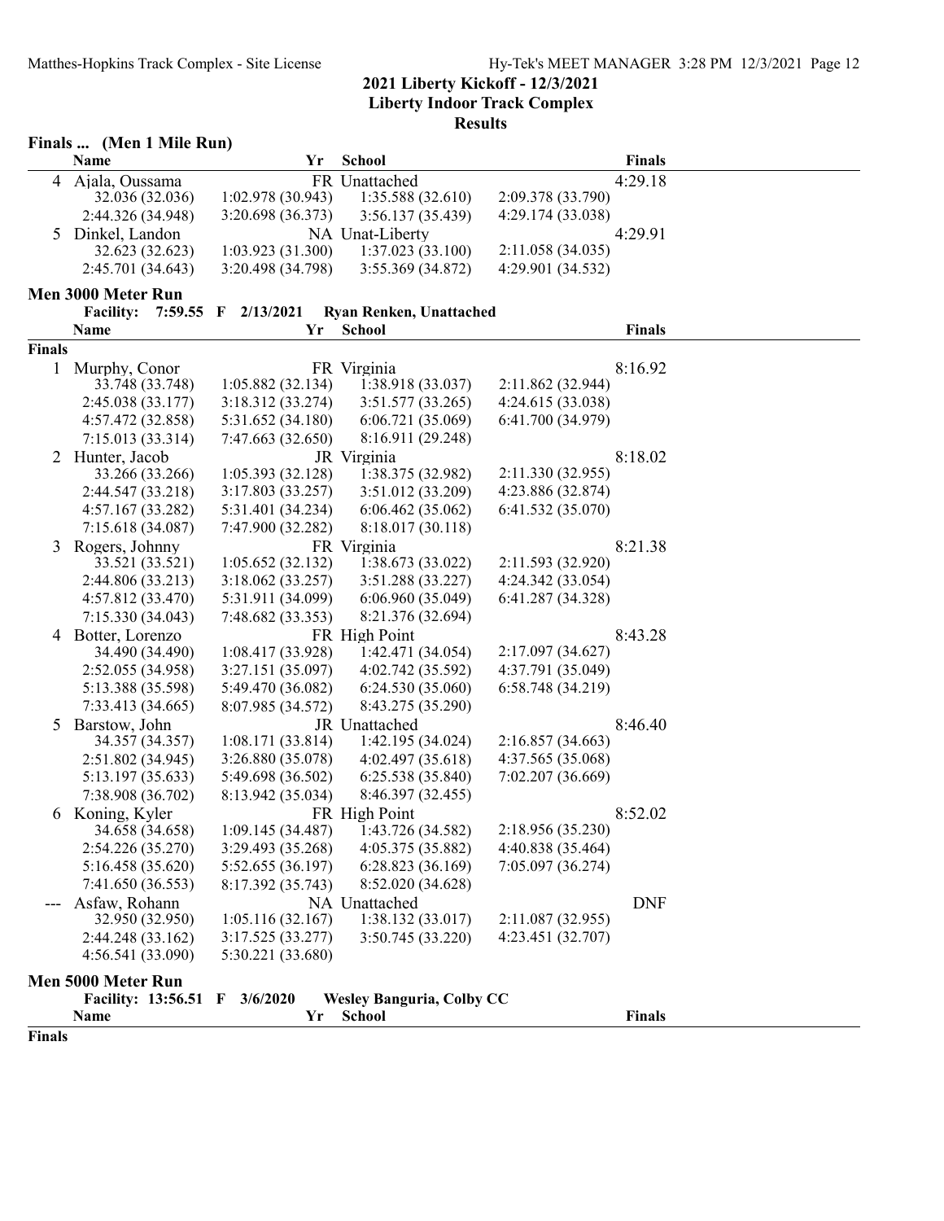## 2021 Liberty Kickoff - 12/3/2021
## Liberty Indoor Track Complex
## Results

### Finals ... (Men 1 Mile Run)

| | Name | Yr | School | | Finals |
|---|---|---|---|---|---|
| 4 | Ajala, Oussama | FR | Unattached | | 4:29.18 |
| | 32.036 (32.036) | 1:02.978 (30.943) | 1:35.588 (32.610) | 2:09.378 (33.790) | |
| | 2:44.326 (34.948) | 3:20.698 (36.373) | 3:56.137 (35.439) | 4:29.174 (33.038) | |
| 5 | Dinkel, Landon | NA | Unat-Liberty | | 4:29.91 |
| | 32.623 (32.623) | 1:03.923 (31.300) | 1:37.023 (33.100) | 2:11.058 (34.035) | |
| | 2:45.701 (34.643) | 3:20.498 (34.798) | 3:55.369 (34.872) | 4:29.901 (34.532) | |

### Men 3000 Meter Run

**Facility: 7:59.55 F 2/13/2021 Ryan Renken, Unattached**

| | Name | Yr | School | | Finals |
|---|---|---|---|---|---|
| **Finals** | | | | | |
| 1 | Murphy, Conor | FR | Virginia | | 8:16.92 |
| | 33.748 (33.748) | 1:05.882 (32.134) | 1:38.918 (33.037) | 2:11.862 (32.944) | |
| | 2:45.038 (33.177) | 3:18.312 (33.274) | 3:51.577 (33.265) | 4:24.615 (33.038) | |
| | 4:57.472 (32.858) | 5:31.652 (34.180) | 6:06.721 (35.069) | 6:41.700 (34.979) | |
| | 7:15.013 (33.314) | 7:47.663 (32.650) | 8:16.911 (29.248) | | |
| 2 | Hunter, Jacob | JR | Virginia | | 8:18.02 |
| | 33.266 (33.266) | 1:05.393 (32.128) | 1:38.375 (32.982) | 2:11.330 (32.955) | |
| | 2:44.547 (33.218) | 3:17.803 (33.257) | 3:51.012 (33.209) | 4:23.886 (32.874) | |
| | 4:57.167 (33.282) | 5:31.401 (34.234) | 6:06.462 (35.062) | 6:41.532 (35.070) | |
| | 7:15.618 (34.087) | 7:47.900 (32.282) | 8:18.017 (30.118) | | |
| 3 | Rogers, Johnny | FR | Virginia | | 8:21.38 |
| | 33.521 (33.521) | 1:05.652 (32.132) | 1:38.673 (33.022) | 2:11.593 (32.920) | |
| | 2:44.806 (33.213) | 3:18.062 (33.257) | 3:51.288 (33.227) | 4:24.342 (33.054) | |
| | 4:57.812 (33.470) | 5:31.911 (34.099) | 6:06.960 (35.049) | 6:41.287 (34.328) | |
| | 7:15.330 (34.043) | 7:48.682 (33.353) | 8:21.376 (32.694) | | |
| 4 | Botter, Lorenzo | FR | High Point | | 8:43.28 |
| | 34.490 (34.490) | 1:08.417 (33.928) | 1:42.471 (34.054) | 2:17.097 (34.627) | |
| | 2:52.055 (34.958) | 3:27.151 (35.097) | 4:02.742 (35.592) | 4:37.791 (35.049) | |
| | 5:13.388 (35.598) | 5:49.470 (36.082) | 6:24.530 (35.060) | 6:58.748 (34.219) | |
| | 7:33.413 (34.665) | 8:07.985 (34.572) | 8:43.275 (35.290) | | |
| 5 | Barstow, John | JR | Unattached | | 8:46.40 |
| | 34.357 (34.357) | 1:08.171 (33.814) | 1:42.195 (34.024) | 2:16.857 (34.663) | |
| | 2:51.802 (34.945) | 3:26.880 (35.078) | 4:02.497 (35.618) | 4:37.565 (35.068) | |
| | 5:13.197 (35.633) | 5:49.698 (36.502) | 6:25.538 (35.840) | 7:02.207 (36.669) | |
| | 7:38.908 (36.702) | 8:13.942 (35.034) | 8:46.397 (32.455) | | |
| 6 | Koning, Kyler | FR | High Point | | 8:52.02 |
| | 34.658 (34.658) | 1:09.145 (34.487) | 1:43.726 (34.582) | 2:18.956 (35.230) | |
| | 2:54.226 (35.270) | 3:29.493 (35.268) | 4:05.375 (35.882) | 4:40.838 (35.464) | |
| | 5:16.458 (35.620) | 5:52.655 (36.197) | 6:28.823 (36.169) | 7:05.097 (36.274) | |
| | 7:41.650 (36.553) | 8:17.392 (35.743) | 8:52.020 (34.628) | | |
| --- | Asfaw, Rohann | NA | Unattached | | DNF |
| | 32.950 (32.950) | 1:05.116 (32.167) | 1:38.132 (33.017) | 2:11.087 (32.955) | |
| | 2:44.248 (33.162) | 3:17.525 (33.277) | 3:50.745 (33.220) | 4:23.451 (32.707) | |
| | 4:56.541 (33.090) | 5:30.221 (33.680) | | | |

### Men 5000 Meter Run

**Facility: 13:56.51 F 3/6/2020 Wesley Banguria, Colby CC**

| | Name | Yr | School | Finals |
|---|---|---|---|---|
| **Finals** | | | | |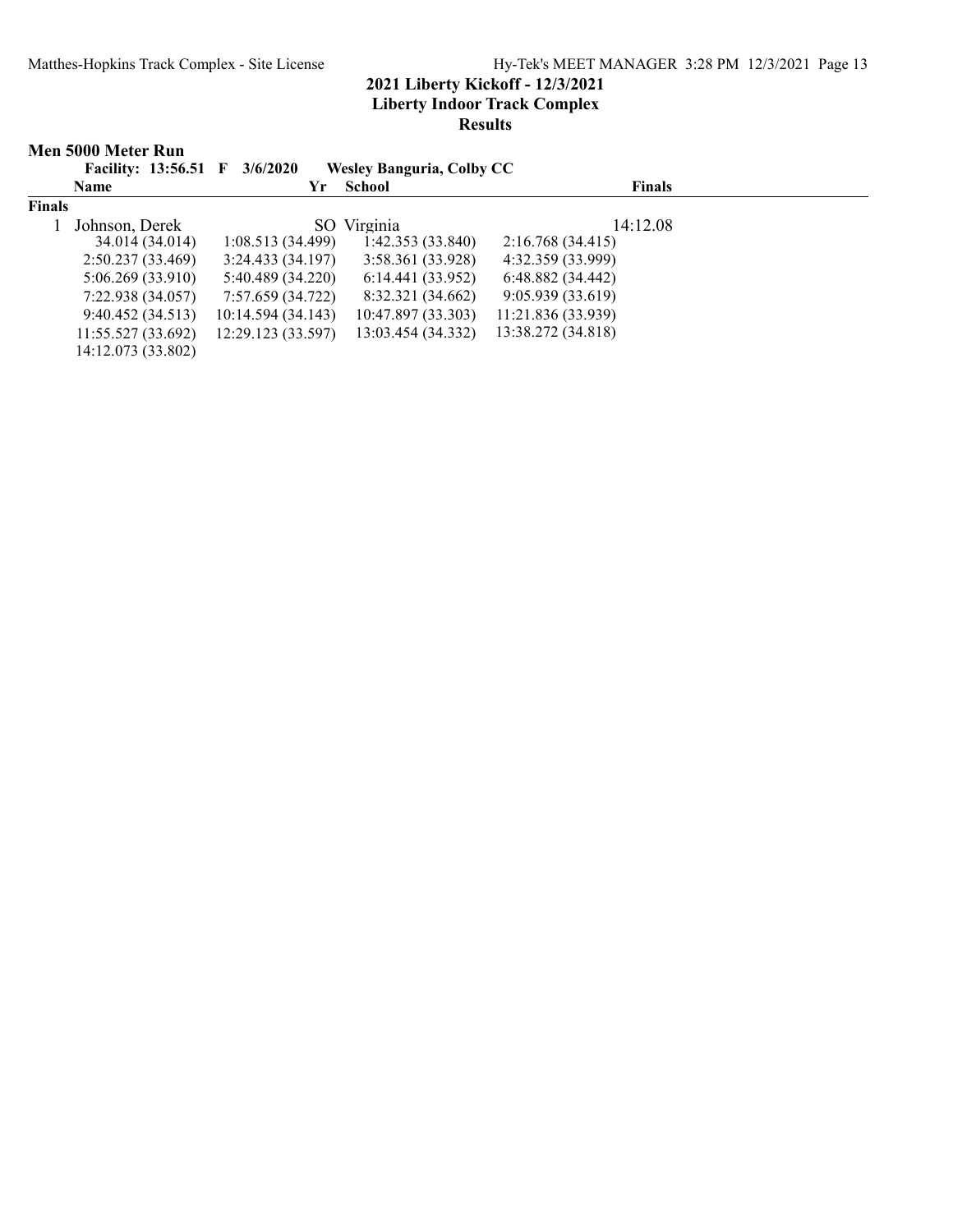# 2021 Liberty Kickoff - 12/3/2021

## Liberty Indoor Track Complex

## Results

### Men 5000 Meter Run

**Facility: 13:56.51 F 3/6/2020 Wesley Banguria, Colby CC**

| | Name | Yr | School | Finals |
|---|---|---|---|---|
| **Finals** | | | | |
| 1 | Johnson, Derek | SO | Virginia | 14:12.08 |

| | | | |
|---|---|---|---|
| 34.014 (34.014) | 1:08.513 (34.499) | 1:42.353 (33.840) | 2:16.768 (34.415) |
| 2:50.237 (33.469) | 3:24.433 (34.197) | 3:58.361 (33.928) | 4:32.359 (33.999) |
| 5:06.269 (33.910) | 5:40.489 (34.220) | 6:14.441 (33.952) | 6:48.882 (34.442) |
| 7:22.938 (34.057) | 7:57.659 (34.722) | 8:32.321 (34.662) | 9:05.939 (33.619) |
| 9:40.452 (34.513) | 10:14.594 (34.143) | 10:47.897 (33.303) | 11:21.836 (33.939) |
| 11:55.527 (33.692) | 12:29.123 (33.597) | 13:03.454 (34.332) | 13:38.272 (34.818) |
| 14:12.073 (33.802) | | | |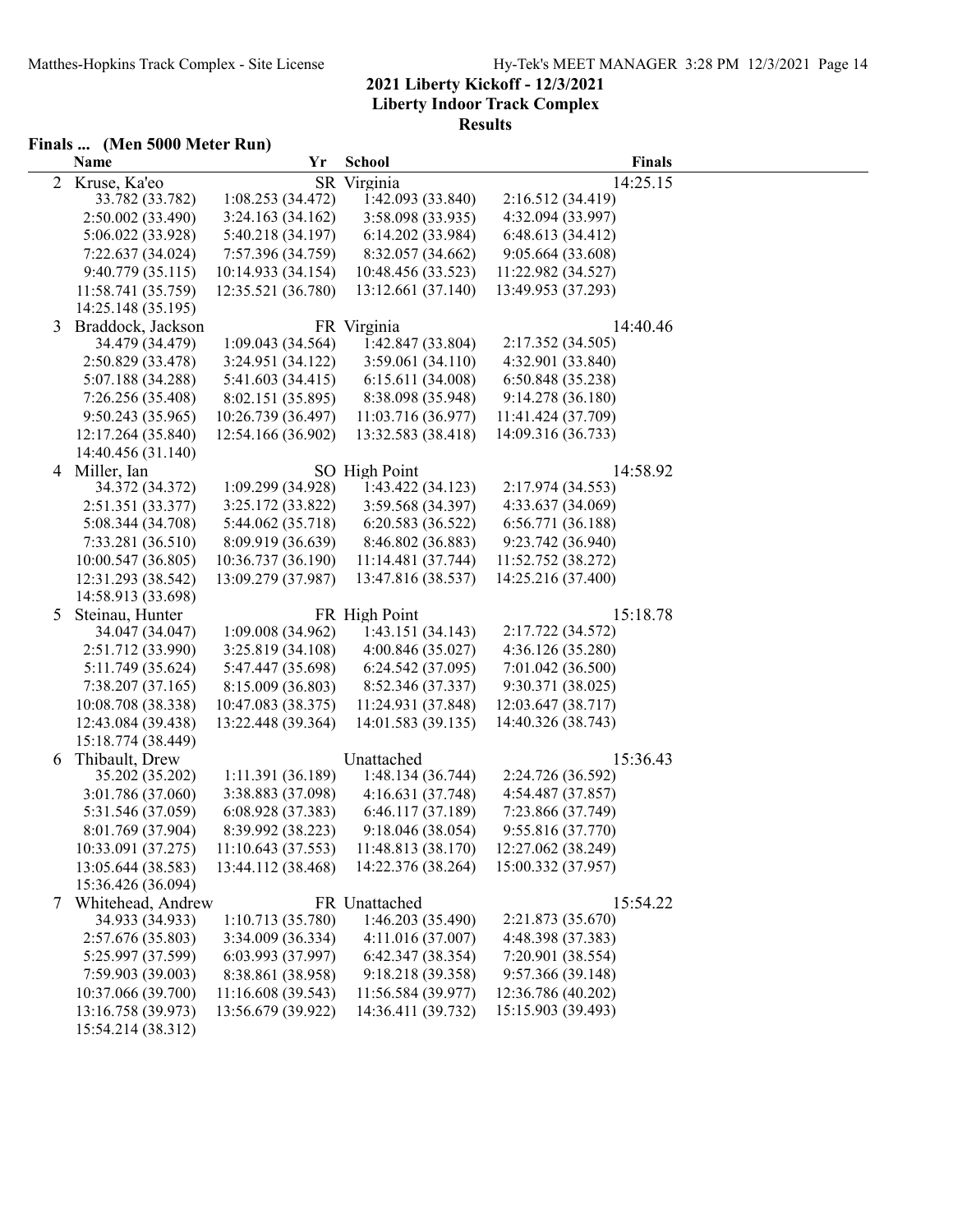## 2021 Liberty Kickoff - 12/3/2021
## Liberty Indoor Track Complex
## Results

### Finals ... (Men 5000 Meter Run)

| | Name | Yr | School | Finals |
|---|---|---|---|---|
| 2 | Kruse, Ka'eo | SR | Virginia | 14:25.15 |
| | 33.782 (33.782) | 1:08.253 (34.472) | 1:42.093 (33.840) | 2:16.512 (34.419) |
| | 2:50.002 (33.490) | 3:24.163 (34.162) | 3:58.098 (33.935) | 4:32.094 (33.997) |
| | 5:06.022 (33.928) | 5:40.218 (34.197) | 6:14.202 (33.984) | 6:48.613 (34.412) |
| | 7:22.637 (34.024) | 7:57.396 (34.759) | 8:32.057 (34.662) | 9:05.664 (33.608) |
| | 9:40.779 (35.115) | 10:14.933 (34.154) | 10:48.456 (33.523) | 11:22.982 (34.527) |
| | 11:58.741 (35.759) | 12:35.521 (36.780) | 13:12.661 (37.140) | 13:49.953 (37.293) |
| | 14:25.148 (35.195) | | | |
| 3 | Braddock, Jackson | FR | Virginia | 14:40.46 |
| | 34.479 (34.479) | 1:09.043 (34.564) | 1:42.847 (33.804) | 2:17.352 (34.505) |
| | 2:50.829 (33.478) | 3:24.951 (34.122) | 3:59.061 (34.110) | 4:32.901 (33.840) |
| | 5:07.188 (34.288) | 5:41.603 (34.415) | 6:15.611 (34.008) | 6:50.848 (35.238) |
| | 7:26.256 (35.408) | 8:02.151 (35.895) | 8:38.098 (35.948) | 9:14.278 (36.180) |
| | 9:50.243 (35.965) | 10:26.739 (36.497) | 11:03.716 (36.977) | 11:41.424 (37.709) |
| | 12:17.264 (35.840) | 12:54.166 (36.902) | 13:32.583 (38.418) | 14:09.316 (36.733) |
| | 14:40.456 (31.140) | | | |
| 4 | Miller, Ian | SO | High Point | 14:58.92 |
| | 34.372 (34.372) | 1:09.299 (34.928) | 1:43.422 (34.123) | 2:17.974 (34.553) |
| | 2:51.351 (33.377) | 3:25.172 (33.822) | 3:59.568 (34.397) | 4:33.637 (34.069) |
| | 5:08.344 (34.708) | 5:44.062 (35.718) | 6:20.583 (36.522) | 6:56.771 (36.188) |
| | 7:33.281 (36.510) | 8:09.919 (36.639) | 8:46.802 (36.883) | 9:23.742 (36.940) |
| | 10:00.547 (36.805) | 10:36.737 (36.190) | 11:14.481 (37.744) | 11:52.752 (38.272) |
| | 12:31.293 (38.542) | 13:09.279 (37.987) | 13:47.816 (38.537) | 14:25.216 (37.400) |
| | 14:58.913 (33.698) | | | |
| 5 | Steinau, Hunter | FR | High Point | 15:18.78 |
| | 34.047 (34.047) | 1:09.008 (34.962) | 1:43.151 (34.143) | 2:17.722 (34.572) |
| | 2:51.712 (33.990) | 3:25.819 (34.108) | 4:00.846 (35.027) | 4:36.126 (35.280) |
| | 5:11.749 (35.624) | 5:47.447 (35.698) | 6:24.542 (37.095) | 7:01.042 (36.500) |
| | 7:38.207 (37.165) | 8:15.009 (36.803) | 8:52.346 (37.337) | 9:30.371 (38.025) |
| | 10:08.708 (38.338) | 10:47.083 (38.375) | 11:24.931 (37.848) | 12:03.647 (38.717) |
| | 12:43.084 (39.438) | 13:22.448 (39.364) | 14:01.583 (39.135) | 14:40.326 (38.743) |
| | 15:18.774 (38.449) | | | |
| 6 | Thibault, Drew | | Unattached | 15:36.43 |
| | 35.202 (35.202) | 1:11.391 (36.189) | 1:48.134 (36.744) | 2:24.726 (36.592) |
| | 3:01.786 (37.060) | 3:38.883 (37.098) | 4:16.631 (37.748) | 4:54.487 (37.857) |
| | 5:31.546 (37.059) | 6:08.928 (37.383) | 6:46.117 (37.189) | 7:23.866 (37.749) |
| | 8:01.769 (37.904) | 8:39.992 (38.223) | 9:18.046 (38.054) | 9:55.816 (37.770) |
| | 10:33.091 (37.275) | 11:10.643 (37.553) | 11:48.813 (38.170) | 12:27.062 (38.249) |
| | 13:05.644 (38.583) | 13:44.112 (38.468) | 14:22.376 (38.264) | 15:00.332 (37.957) |
| | 15:36.426 (36.094) | | | |
| 7 | Whitehead, Andrew | FR | Unattached | 15:54.22 |
| | 34.933 (34.933) | 1:10.713 (35.780) | 1:46.203 (35.490) | 2:21.873 (35.670) |
| | 2:57.676 (35.803) | 3:34.009 (36.334) | 4:11.016 (37.007) | 4:48.398 (37.383) |
| | 5:25.997 (37.599) | 6:03.993 (37.997) | 6:42.347 (38.354) | 7:20.901 (38.554) |
| | 7:59.903 (39.003) | 8:38.861 (38.958) | 9:18.218 (39.358) | 9:57.366 (39.148) |
| | 10:37.066 (39.700) | 11:16.608 (39.543) | 11:56.584 (39.977) | 12:36.786 (40.202) |
| | 13:16.758 (39.973) | 13:56.679 (39.922) | 14:36.411 (39.732) | 15:15.903 (39.493) |
| | 15:54.214 (38.312) | | | |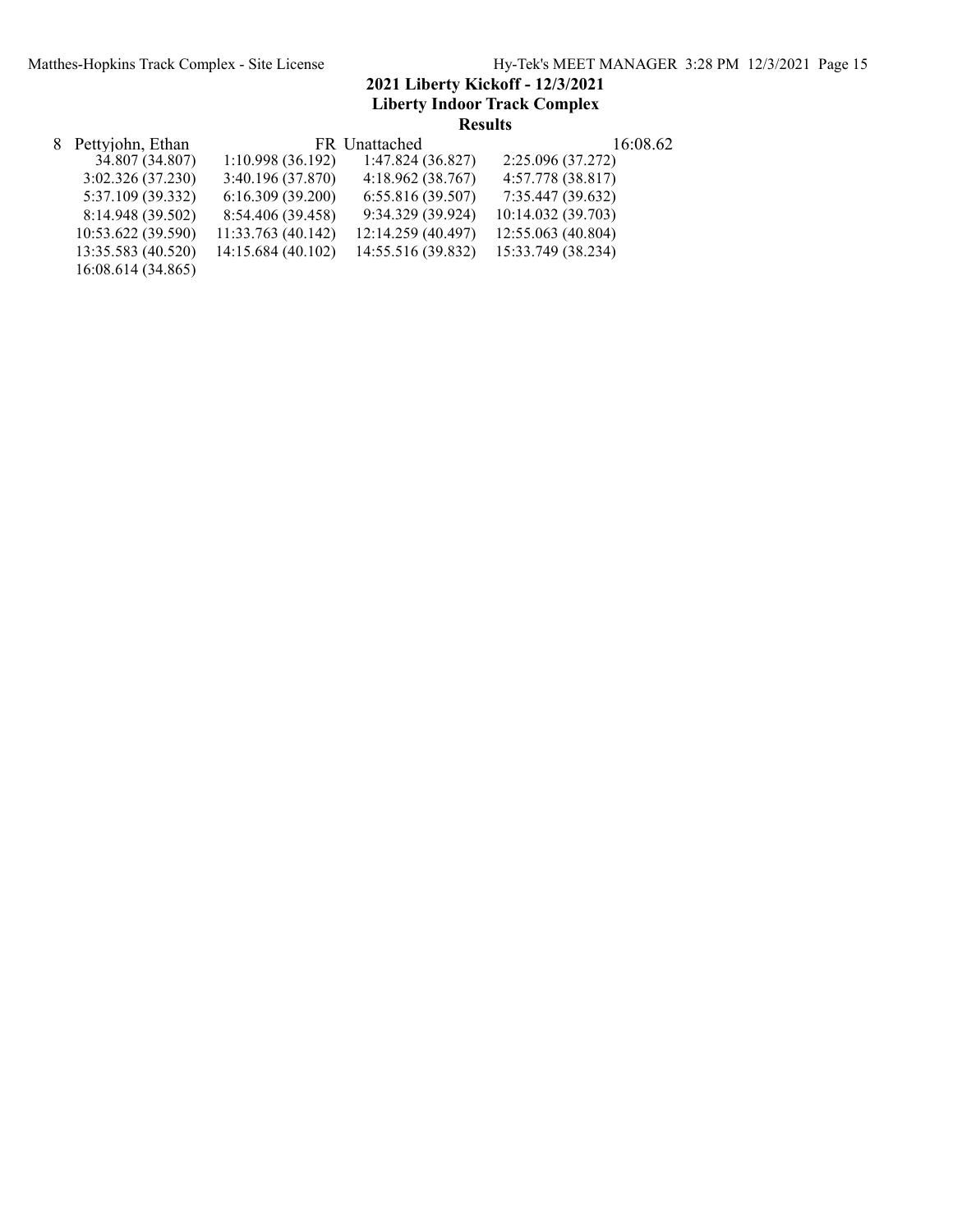## 2021 Liberty Kickoff - 12/3/2021

## Liberty Indoor Track Complex

### Results

| 8 | Pettyjohn, Ethan | FR | Unattached | 16:08.62 |
|---|---|---|---|---|

| | | | |
|---|---|---|---|
| 34.807 (34.807) | 1:10.998 (36.192) | 1:47.824 (36.827) | 2:25.096 (37.272) |
| 3:02.326 (37.230) | 3:40.196 (37.870) | 4:18.962 (38.767) | 4:57.778 (38.817) |
| 5:37.109 (39.332) | 6:16.309 (39.200) | 6:55.816 (39.507) | 7:35.447 (39.632) |
| 8:14.948 (39.502) | 8:54.406 (39.458) | 9:34.329 (39.924) | 10:14.032 (39.703) |
| 10:53.622 (39.590) | 11:33.763 (40.142) | 12:14.259 (40.497) | 12:55.063 (40.804) |
| 13:35.583 (40.520) | 14:15.684 (40.102) | 14:55.516 (39.832) | 15:33.749 (38.234) |
| 16:08.614 (34.865) | | | |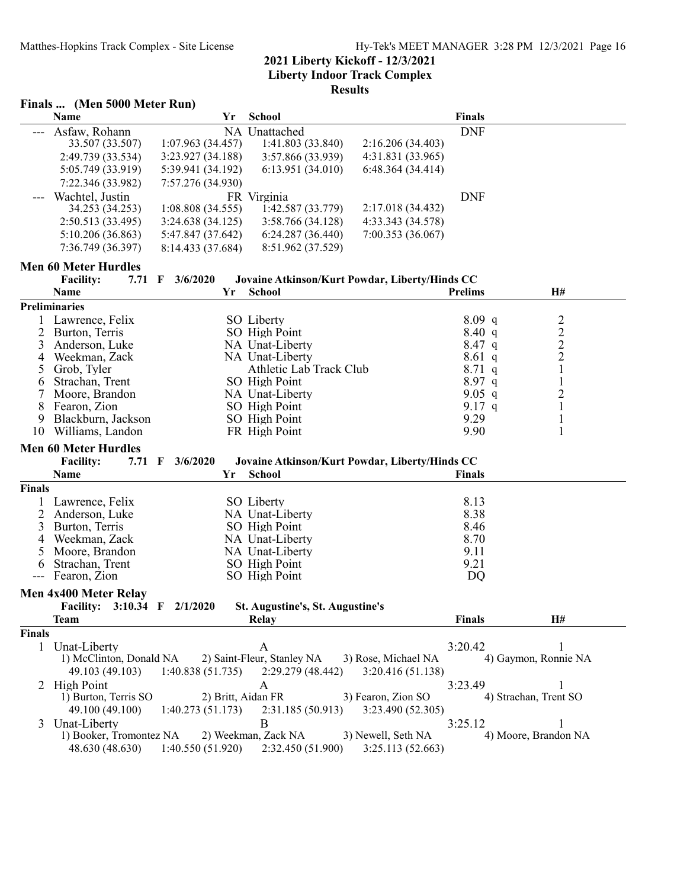# 2021 Liberty Kickoff - 12/3/2021
## Liberty Indoor Track Complex
### Results

**Finals ... (Men 5000 Meter Run)**

| | Name | Yr | School | Finals |
|---|---|---|---|---|
| --- | Asfaw, Rohann | NA | Unattached | DNF |
| | 33.507 (33.507) 1:07.963 (34.457) 1:41.803 (33.840) 2:16.206 (34.403) | | | |
| | 2:49.739 (33.534) 3:23.927 (34.188) 3:57.866 (33.939) 4:31.831 (33.965) | | | |
| | 5:05.749 (33.919) 5:39.941 (34.192) 6:13.951 (34.010) 6:48.364 (34.414) | | | |
| | 7:22.346 (33.982) 7:57.276 (34.930) | | | |
| --- | Wachtel, Justin | FR | Virginia | DNF |
| | 34.253 (34.253) 1:08.808 (34.555) 1:42.587 (33.779) 2:17.018 (34.432) | | | |
| | 2:50.513 (33.495) 3:24.638 (34.125) 3:58.766 (34.128) 4:33.343 (34.578) | | | |
| | 5:10.206 (36.863) 5:47.847 (37.642) 6:24.287 (36.440) 7:00.353 (36.067) | | | |
| | 7:36.749 (36.397) 8:14.433 (37.684) 8:51.962 (37.529) | | | |

**Men 60 Meter Hurdles**

**Facility:** 7.71 F 3/6/2020 Jovaine Atkinson/Kurt Powdar, Liberty/Hinds CC

**Preliminaries**

| | Name | Yr | School | Prelims | | H# |
|---|---|---|---|---|---|---|
| 1 | Lawrence, Felix | SO | Liberty | 8.09 | q | 2 |
| 2 | Burton, Terris | SO | High Point | 8.40 | q | 2 |
| 3 | Anderson, Luke | NA | Unat-Liberty | 8.47 | q | 2 |
| 4 | Weekman, Zack | NA | Unat-Liberty | 8.61 | q | 2 |
| 5 | Grob, Tyler | | Athletic Lab Track Club | 8.71 | q | 1 |
| 6 | Strachan, Trent | SO | High Point | 8.97 | q | 1 |
| 7 | Moore, Brandon | NA | Unat-Liberty | 9.05 | q | 2 |
| 8 | Fearon, Zion | SO | High Point | 9.17 | q | 1 |
| 9 | Blackburn, Jackson | SO | High Point | 9.29 | | 1 |
| 10 | Williams, Landon | FR | High Point | 9.90 | | 1 |

**Men 60 Meter Hurdles**

**Facility:** 7.71 F 3/6/2020 Jovaine Atkinson/Kurt Powdar, Liberty/Hinds CC

**Finals**

| | Name | Yr | School | Finals |
|---|---|---|---|---|
| 1 | Lawrence, Felix | SO | Liberty | 8.13 |
| 2 | Anderson, Luke | NA | Unat-Liberty | 8.38 |
| 3 | Burton, Terris | SO | High Point | 8.46 |
| 4 | Weekman, Zack | NA | Unat-Liberty | 8.70 |
| 5 | Moore, Brandon | NA | Unat-Liberty | 9.11 |
| 6 | Strachan, Trent | SO | High Point | 9.21 |
| --- | Fearon, Zion | SO | High Point | DQ |

**Men 4x400 Meter Relay**

**Facility:** 3:10.34 F 2/1/2020 St. Augustine's, St. Augustine's

**Finals**

| | Team | Relay | Finals | H# |
|---|---|---|---|---|
| 1 | Unat-Liberty | A | 3:20.42 | 1 |
| | 1) McClinton, Donald NA 2) Saint-Fleur, Stanley NA 3) Rose, Michael NA 4) Gaymon, Ronnie NA | | | |
| | 49.103 (49.103) 1:40.838 (51.735) 2:29.279 (48.442) 3:20.416 (51.138) | | | |
| 2 | High Point | A | 3:23.49 | 1 |
| | 1) Burton, Terris SO 2) Britt, Aidan FR 3) Fearon, Zion SO 4) Strachan, Trent SO | | | |
| | 49.100 (49.100) 1:40.273 (51.173) 2:31.185 (50.913) 3:23.490 (52.305) | | | |
| 3 | Unat-Liberty | B | 3:25.12 | 1 |
| | 1) Booker, Tromontez NA 2) Weekman, Zack NA 3) Newell, Seth NA 4) Moore, Brandon NA | | | |
| | 48.630 (48.630) 1:40.550 (51.920) 2:32.450 (51.900) 3:25.113 (52.663) | | | |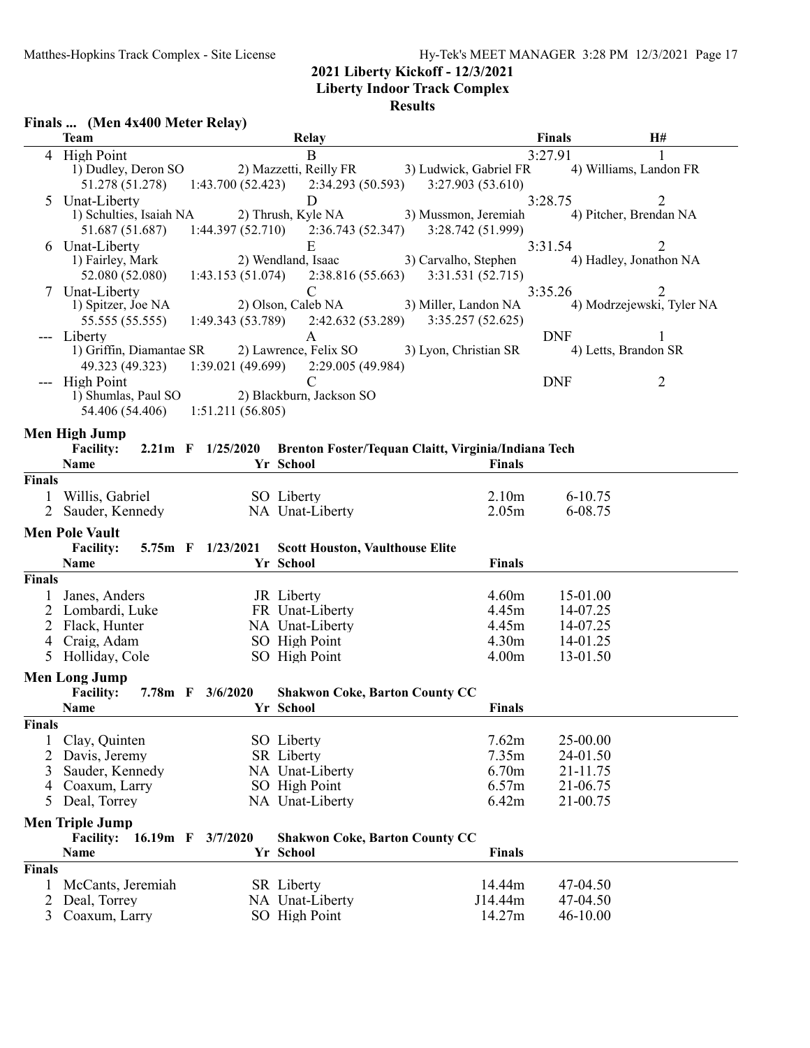## 2021 Liberty Kickoff - 12/3/2021
## Liberty Indoor Track Complex
## Results

### Finals ... (Men 4x400 Meter Relay)

| | Team | Relay | Finals | H# |
|---|---|---|---|---|
| 4 | High Point | B | 3:27.91 | 1 |
| | 1) Dudley, Deron SO; 2) Mazzetti, Reilly FR; 3) Ludwick, Gabriel FR; 4) Williams, Landon FR | | | |
| | 51.278 (51.278); 1:43.700 (52.423); 2:34.293 (50.593); 3:27.903 (53.610) | | | |
| 5 | Unat-Liberty | D | 3:28.75 | 2 |
| | 1) Schulties, Isaiah NA; 2) Thrush, Kyle NA; 3) Mussmon, Jeremiah; 4) Pitcher, Brendan NA | | | |
| | 51.687 (51.687); 1:44.397 (52.710); 2:36.743 (52.347); 3:28.742 (51.999) | | | |
| 6 | Unat-Liberty | E | 3:31.54 | 2 |
| | 1) Fairley, Mark; 2) Wendland, Isaac; 3) Carvalho, Stephen; 4) Hadley, Jonathon NA | | | |
| | 52.080 (52.080); 1:43.153 (51.074); 2:38.816 (55.663); 3:31.531 (52.715) | | | |
| 7 | Unat-Liberty | C | 3:35.26 | 2 |
| | 1) Spitzer, Joe NA; 2) Olson, Caleb NA; 3) Miller, Landon NA; 4) Modrzejewski, Tyler NA | | | |
| | 55.555 (55.555); 1:49.343 (53.789); 2:42.632 (53.289); 3:35.257 (52.625) | | | |
| --- | Liberty | A | DNF | 1 |
| | 1) Griffin, Diamantae SR; 2) Lawrence, Felix SO; 3) Lyon, Christian SR; 4) Letts, Brandon SR | | | |
| | 49.323 (49.323); 1:39.021 (49.699); 2:29.005 (49.984) | | | |
| --- | High Point | C | DNF | 2 |
| | 1) Shumlas, Paul SO; 2) Blackburn, Jackson SO | | | |
| | 54.406 (54.406); 1:51.211 (56.805) | | | |

### Men High Jump

**Facility:** 2.21m F 1/25/2020 Brenton Foster/Tequan Claitt, Virginia/Indiana Tech

| | Name | Yr | School | Finals | |
|---|---|---|---|---|---|
| **Finals** | | | | | |
| 1 | Willis, Gabriel | SO | Liberty | 2.10m | 6-10.75 |
| 2 | Sauder, Kennedy | NA | Unat-Liberty | 2.05m | 6-08.75 |

### Men Pole Vault

**Facility:** 5.75m F 1/23/2021 Scott Houston, Vaulthouse Elite

| | Name | Yr | School | Finals | |
|---|---|---|---|---|---|
| **Finals** | | | | | |
| 1 | Janes, Anders | JR | Liberty | 4.60m | 15-01.00 |
| 2 | Lombardi, Luke | FR | Unat-Liberty | 4.45m | 14-07.25 |
| 2 | Flack, Hunter | NA | Unat-Liberty | 4.45m | 14-07.25 |
| 4 | Craig, Adam | SO | High Point | 4.30m | 14-01.25 |
| 5 | Holliday, Cole | SO | High Point | 4.00m | 13-01.50 |

### Men Long Jump

**Facility:** 7.78m F 3/6/2020 Shakwon Coke, Barton County CC

| | Name | Yr | School | Finals | |
|---|---|---|---|---|---|
| **Finals** | | | | | |
| 1 | Clay, Quinten | SO | Liberty | 7.62m | 25-00.00 |
| 2 | Davis, Jeremy | SR | Liberty | 7.35m | 24-01.50 |
| 3 | Sauder, Kennedy | NA | Unat-Liberty | 6.70m | 21-11.75 |
| 4 | Coaxum, Larry | SO | High Point | 6.57m | 21-06.75 |
| 5 | Deal, Torrey | NA | Unat-Liberty | 6.42m | 21-00.75 |

### Men Triple Jump

**Facility:** 16.19m F 3/7/2020 Shakwon Coke, Barton County CC

| | Name | Yr | School | Finals | |
|---|---|---|---|---|---|
| **Finals** | | | | | |
| 1 | McCants, Jeremiah | SR | Liberty | 14.44m | 47-04.50 |
| 2 | Deal, Torrey | NA | Unat-Liberty | J14.44m | 47-04.50 |
| 3 | Coaxum, Larry | SO | High Point | 14.27m | 46-10.00 |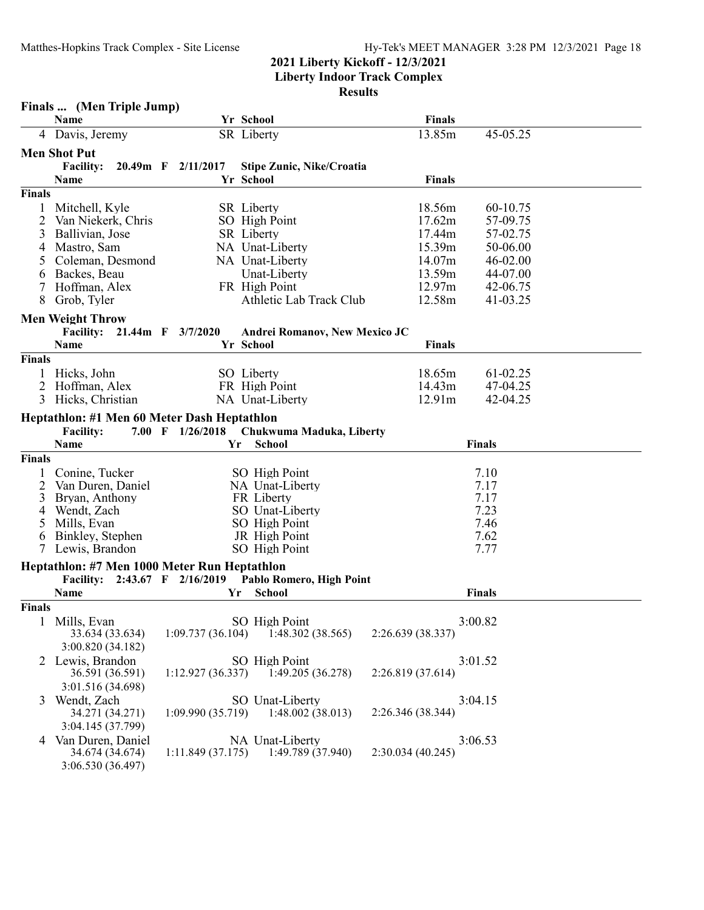## 2021 Liberty Kickoff - 12/3/2021

## Liberty Indoor Track Complex

## Results

### Finals ... (Men Triple Jump)

| | Name | Yr | School | Finals | |
|---|---|---|---|---|---|
| 4 | Davis, Jeremy | SR | Liberty | 13.85m | 45-05.25 |

### Men Shot Put

**Facility: 20.49m F 2/11/2017 Stipe Zunic, Nike/Croatia**

| | Name | Yr | School | Finals | |
|---|---|---|---|---|---|
| **Finals** | | | | | |
| 1 | Mitchell, Kyle | SR | Liberty | 18.56m | 60-10.75 |
| 2 | Van Niekerk, Chris | SO | High Point | 17.62m | 57-09.75 |
| 3 | Ballivian, Jose | SR | Liberty | 17.44m | 57-02.75 |
| 4 | Mastro, Sam | NA | Unat-Liberty | 15.39m | 50-06.00 |
| 5 | Coleman, Desmond | NA | Unat-Liberty | 14.07m | 46-02.00 |
| 6 | Backes, Beau | | Unat-Liberty | 13.59m | 44-07.00 |
| 7 | Hoffman, Alex | FR | High Point | 12.97m | 42-06.75 |
| 8 | Grob, Tyler | | Athletic Lab Track Club | 12.58m | 41-03.25 |

### Men Weight Throw

**Facility: 21.44m F 3/7/2020 Andrei Romanov, New Mexico JC**

| | Name | Yr | School | Finals | |
|---|---|---|---|---|---|
| **Finals** | | | | | |
| 1 | Hicks, John | SO | Liberty | 18.65m | 61-02.25 |
| 2 | Hoffman, Alex | FR | High Point | 14.43m | 47-04.25 |
| 3 | Hicks, Christian | NA | Unat-Liberty | 12.91m | 42-04.25 |

### Heptathlon: #1 Men 60 Meter Dash Heptathlon

**Facility: 7.00 F 1/26/2018 Chukwuma Maduka, Liberty**

| | Name | Yr | School | Finals |
|---|---|---|---|---|
| **Finals** | | | | |
| 1 | Conine, Tucker | SO | High Point | 7.10 |
| 2 | Van Duren, Daniel | NA | Unat-Liberty | 7.17 |
| 3 | Bryan, Anthony | FR | Liberty | 7.17 |
| 4 | Wendt, Zach | SO | Unat-Liberty | 7.23 |
| 5 | Mills, Evan | SO | High Point | 7.46 |
| 6 | Binkley, Stephen | JR | High Point | 7.62 |
| 7 | Lewis, Brandon | SO | High Point | 7.77 |

### Heptathlon: #7 Men 1000 Meter Run Heptathlon

**Facility: 2:43.67 F 2/16/2019 Pablo Romero, High Point**

| | Name | Yr | School | Finals |
|---|---|---|---|---|
| **Finals** | | | | |
| 1 | Mills, Evan | SO | High Point | 3:00.82 |
| | 33.634 (33.634) 1:09.737 (36.104) 1:48.302 (38.565) 2:26.639 (38.337) 3:00.820 (34.182) | | | |
| 2 | Lewis, Brandon | SO | High Point | 3:01.52 |
| | 36.591 (36.591) 1:12.927 (36.337) 1:49.205 (36.278) 2:26.819 (37.614) 3:01.516 (34.698) | | | |
| 3 | Wendt, Zach | SO | Unat-Liberty | 3:04.15 |
| | 34.271 (34.271) 1:09.990 (35.719) 1:48.002 (38.013) 2:26.346 (38.344) 3:04.145 (37.799) | | | |
| 4 | Van Duren, Daniel | NA | Unat-Liberty | 3:06.53 |
| | 34.674 (34.674) 1:11.849 (37.175) 1:49.789 (37.940) 2:30.034 (40.245) 3:06.530 (36.497) | | | |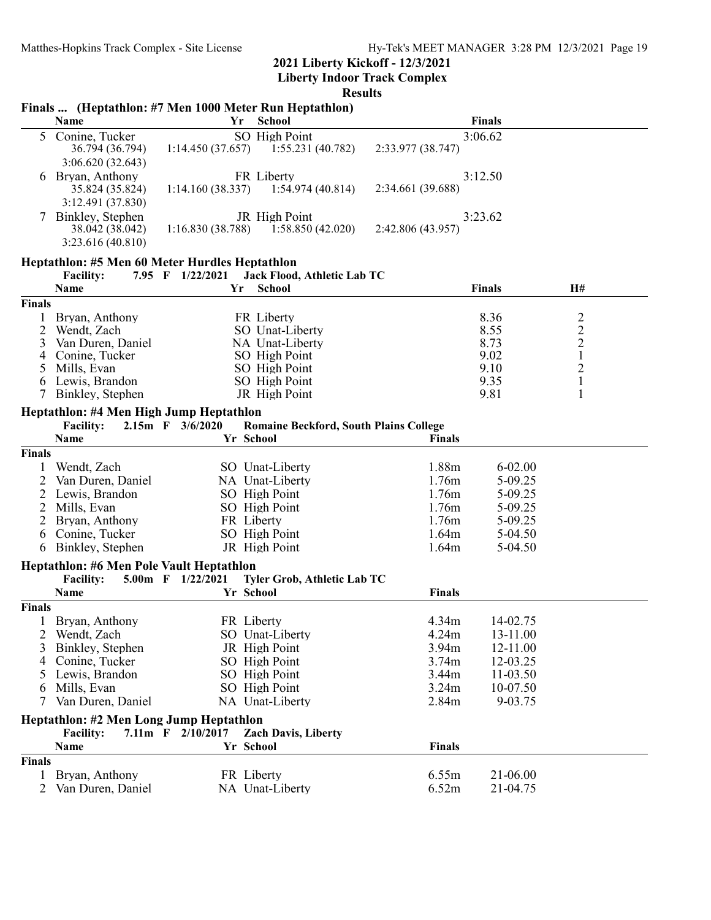## 2021 Liberty Kickoff - 12/3/2021

### Liberty Indoor Track Complex

### Results

#### Finals ... (Heptathlon: #7 Men 1000 Meter Run Heptathlon)

| | Name | Yr | School | | Finals |
|---|---|---|---|---|---|
| 5 | Conine, Tucker | SO | High Point | | 3:06.62 |
| | 36.794 (36.794) | 1:14.450 (37.657) | 1:55.231 (40.782) | 2:33.977 (38.747) | |
| | 3:06.620 (32.643) | | | | |
| 6 | Bryan, Anthony | FR | Liberty | | 3:12.50 |
| | 35.824 (35.824) | 1:14.160 (38.337) | 1:54.974 (40.814) | 2:34.661 (39.688) | |
| | 3:12.491 (37.830) | | | | |
| 7 | Binkley, Stephen | JR | High Point | | 3:23.62 |
| | 38.042 (38.042) | 1:16.830 (38.788) | 1:58.850 (42.020) | 2:42.806 (43.957) | |
| | 3:23.616 (40.810) | | | | |

#### Heptathlon: #5 Men 60 Meter Hurdles Heptathlon

**Facility:** 7.95 F 1/22/2021 Jack Flood, Athletic Lab TC

| | Name | Yr | School | Finals | H# |
|---|---|---|---|---|---|
| **Finals** | | | | | |
| 1 | Bryan, Anthony | FR | Liberty | 8.36 | 2 |
| 2 | Wendt, Zach | SO | Unat-Liberty | 8.55 | 2 |
| 3 | Van Duren, Daniel | NA | Unat-Liberty | 8.73 | 2 |
| 4 | Conine, Tucker | SO | High Point | 9.02 | 1 |
| 5 | Mills, Evan | SO | High Point | 9.10 | 2 |
| 6 | Lewis, Brandon | SO | High Point | 9.35 | 1 |
| 7 | Binkley, Stephen | JR | High Point | 9.81 | 1 |

#### Heptathlon: #4 Men High Jump Heptathlon

**Facility:** 2.15m F 3/6/2020 Romaine Beckford, South Plains College

| | Name | Yr | School | Finals | |
|---|---|---|---|---|---|
| **Finals** | | | | | |
| 1 | Wendt, Zach | SO | Unat-Liberty | 1.88m | 6-02.00 |
| 2 | Van Duren, Daniel | NA | Unat-Liberty | 1.76m | 5-09.25 |
| 2 | Lewis, Brandon | SO | High Point | 1.76m | 5-09.25 |
| 2 | Mills, Evan | SO | High Point | 1.76m | 5-09.25 |
| 2 | Bryan, Anthony | FR | Liberty | 1.76m | 5-09.25 |
| 6 | Conine, Tucker | SO | High Point | 1.64m | 5-04.50 |
| 6 | Binkley, Stephen | JR | High Point | 1.64m | 5-04.50 |

#### Heptathlon: #6 Men Pole Vault Heptathlon

**Facility:** 5.00m F 1/22/2021 Tyler Grob, Athletic Lab TC

| | Name | Yr | School | Finals | |
|---|---|---|---|---|---|
| **Finals** | | | | | |
| 1 | Bryan, Anthony | FR | Liberty | 4.34m | 14-02.75 |
| 2 | Wendt, Zach | SO | Unat-Liberty | 4.24m | 13-11.00 |
| 3 | Binkley, Stephen | JR | High Point | 3.94m | 12-11.00 |
| 4 | Conine, Tucker | SO | High Point | 3.74m | 12-03.25 |
| 5 | Lewis, Brandon | SO | High Point | 3.44m | 11-03.50 |
| 6 | Mills, Evan | SO | High Point | 3.24m | 10-07.50 |
| 7 | Van Duren, Daniel | NA | Unat-Liberty | 2.84m | 9-03.75 |

#### Heptathlon: #2 Men Long Jump Heptathlon

**Facility:** 7.11m F 2/10/2017 Zach Davis, Liberty

| | Name | Yr | School | Finals | |
|---|---|---|---|---|---|
| **Finals** | | | | | |
| 1 | Bryan, Anthony | FR | Liberty | 6.55m | 21-06.00 |
| 2 | Van Duren, Daniel | NA | Unat-Liberty | 6.52m | 21-04.75 |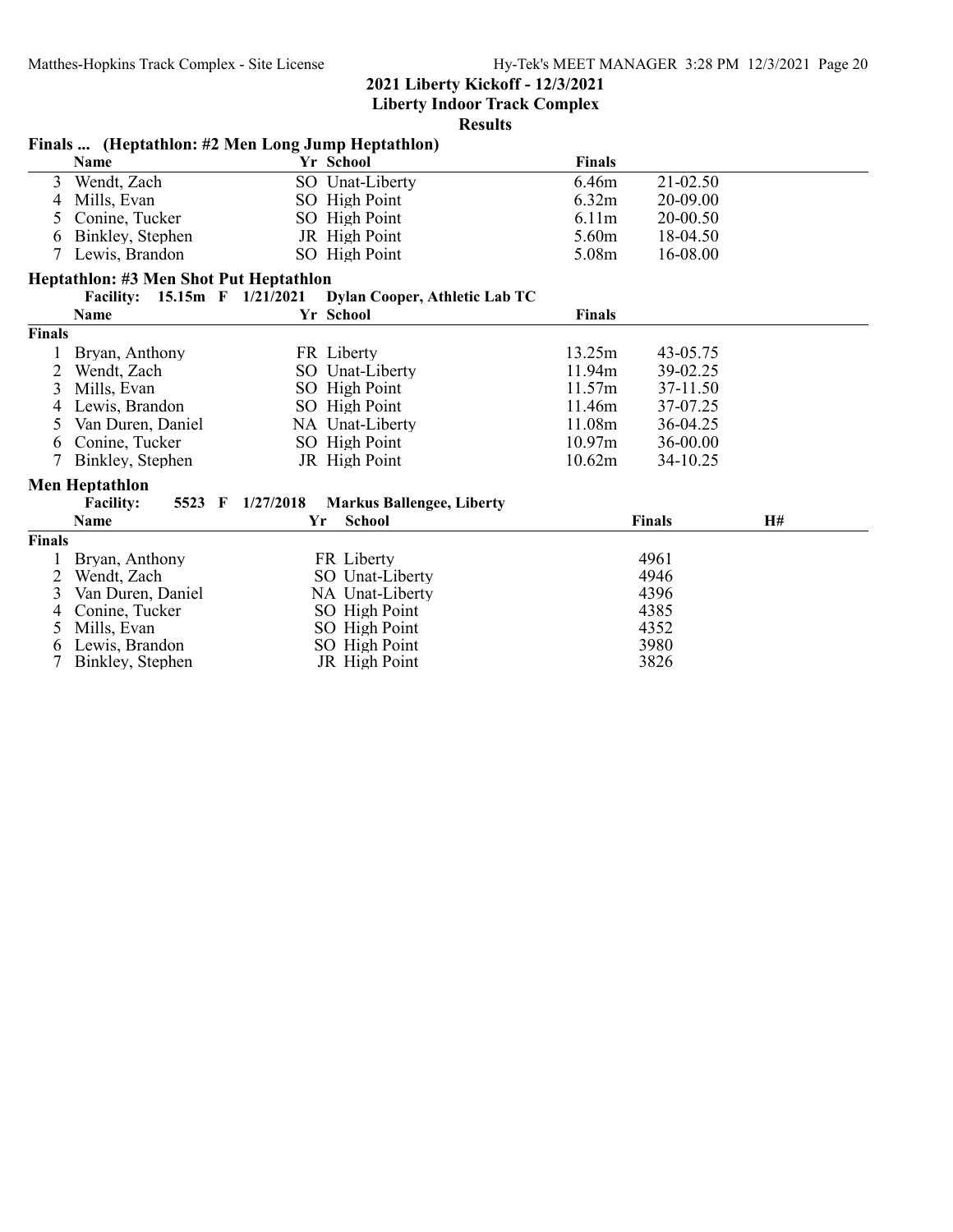## 2021 Liberty Kickoff - 12/3/2021

### Liberty Indoor Track Complex

### Results

#### Finals ... (Heptathlon: #2 Men Long Jump Heptathlon)

| | Name | Yr | School | Finals | |
|---|---|---|---|---|---|
| 3 | Wendt, Zach | SO | Unat-Liberty | 6.46m | 21-02.50 |
| 4 | Mills, Evan | SO | High Point | 6.32m | 20-09.00 |
| 5 | Conine, Tucker | SO | High Point | 6.11m | 20-00.50 |
| 6 | Binkley, Stephen | JR | High Point | 5.60m | 18-04.50 |
| 7 | Lewis, Brandon | SO | High Point | 5.08m | 16-08.00 |

#### Heptathlon: #3 Men Shot Put Heptathlon

**Facility: 15.15m F 1/21/2021 Dylan Cooper, Athletic Lab TC**

| | Name | Yr | School | Finals | |
|---|---|---|---|---|---|
| **Finals** | | | | | |
| 1 | Bryan, Anthony | FR | Liberty | 13.25m | 43-05.75 |
| 2 | Wendt, Zach | SO | Unat-Liberty | 11.94m | 39-02.25 |
| 3 | Mills, Evan | SO | High Point | 11.57m | 37-11.50 |
| 4 | Lewis, Brandon | SO | High Point | 11.46m | 37-07.25 |
| 5 | Van Duren, Daniel | NA | Unat-Liberty | 11.08m | 36-04.25 |
| 6 | Conine, Tucker | SO | High Point | 10.97m | 36-00.00 |
| 7 | Binkley, Stephen | JR | High Point | 10.62m | 34-10.25 |

#### Men Heptathlon

**Facility: 5523 F 1/27/2018 Markus Ballengee, Liberty**

| | Name | Yr | School | Finals | H# |
|---|---|---|---|---|---|
| **Finals** | | | | | |
| 1 | Bryan, Anthony | FR | Liberty | 4961 | |
| 2 | Wendt, Zach | SO | Unat-Liberty | 4946 | |
| 3 | Van Duren, Daniel | NA | Unat-Liberty | 4396 | |
| 4 | Conine, Tucker | SO | High Point | 4385 | |
| 5 | Mills, Evan | SO | High Point | 4352 | |
| 6 | Lewis, Brandon | SO | High Point | 3980 | |
| 7 | Binkley, Stephen | JR | High Point | 3826 | |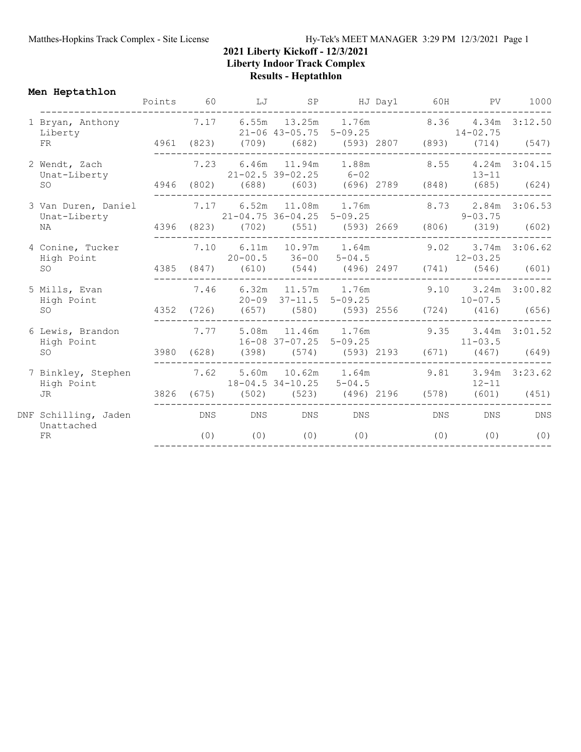## 2021 Liberty Kickoff - 12/3/2021
## Liberty Indoor Track Complex
## Results - Heptathlon

### Men Heptathlon

| Place | Name / Team / Year | Points | 60 | LJ | SP | HJ | Day1 | 60H | PV | 1000 |
|---|---|---|---|---|---|---|---|---|---|---|
| 1 | Bryan, Anthony<br>Liberty<br>FR | 4961 | 7.17<br>(823) | 6.55m<br>21-06<br>(709) | 13.25m<br>43-05.75<br>(682) | 1.76m<br>5-09.25<br>(593) | 2807 | 8.36<br>(893) | 4.34m<br>14-02.75<br>(714) | 3:12.50<br>(547) |
| 2 | Wendt, Zach<br>Unat-Liberty<br>SO | 4946 | 7.23<br>(802) | 6.46m<br>21-02.5<br>(688) | 11.94m<br>39-02.25<br>(603) | 1.88m<br>6-02<br>(696) | 2789 | 8.55<br>(848) | 4.24m<br>13-11<br>(685) | 3:04.15<br>(624) |
| 3 | Van Duren, Daniel<br>Unat-Liberty<br>NA | 4396 | 7.17<br>(823) | 6.52m<br>21-04.75<br>(702) | 11.08m<br>36-04.25<br>(551) | 1.76m<br>5-09.25<br>(593) | 2669 | 8.73<br>(806) | 2.84m<br>9-03.75<br>(319) | 3:06.53<br>(602) |
| 4 | Conine, Tucker<br>High Point<br>SO | 4385 | 7.10<br>(847) | 6.11m<br>20-00.5<br>(610) | 10.97m<br>36-00<br>(544) | 1.64m<br>5-04.5<br>(496) | 2497 | 9.02<br>(741) | 3.74m<br>12-03.25<br>(546) | 3:06.62<br>(601) |
| 5 | Mills, Evan<br>High Point<br>SO | 4352 | 7.46<br>(726) | 6.32m<br>20-09<br>(657) | 11.57m<br>37-11.5<br>(580) | 1.76m<br>5-09.25<br>(593) | 2556 | 9.10<br>(724) | 3.24m<br>10-07.5<br>(416) | 3:00.82<br>(656) |
| 6 | Lewis, Brandon<br>High Point<br>SO | 3980 | 7.77<br>(628) | 5.08m<br>16-08<br>(398) | 11.46m<br>37-07.25<br>(574) | 1.76m<br>5-09.25<br>(593) | 2193 | 9.35<br>(671) | 3.44m<br>11-03.5<br>(467) | 3:01.52<br>(649) |
| 7 | Binkley, Stephen<br>High Point<br>JR | 3826 | 7.62<br>(675) | 5.60m<br>18-04.5<br>(502) | 10.62m<br>34-10.25<br>(523) | 1.64m<br>5-04.5<br>(496) | 2196 | 9.81<br>(578) | 3.94m<br>12-11<br>(601) | 3:23.62<br>(451) |
| DNF | Schilling, Jaden<br>Unattached<br>FR | | DNS<br>(0) | DNS<br>(0) | DNS<br>(0) | DNS<br>(0) | | DNS<br>(0) | DNS<br>(0) | DNS<br>(0) |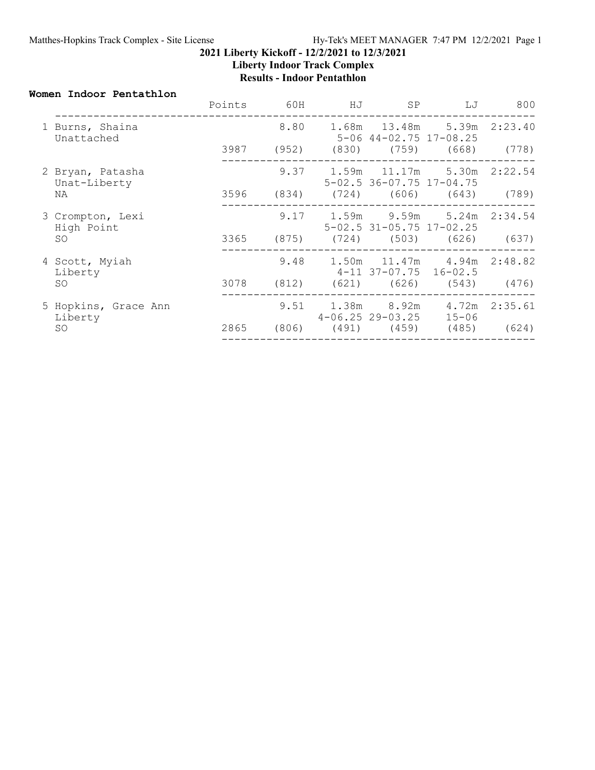# 2021 Liberty Kickoff - 12/2/2021 to 12/3/2021

## Liberty Indoor Track Complex

### Results - Indoor Pentathlon

**Women Indoor Pentathlon**

| | Points | 60H | HJ | SP | LJ | 800 |
|---|---|---|---|---|---|---|
| 1 Burns, Shaina | | 8.80 | 1.68m | 13.48m | 5.39m | 2:23.40 |
| Unattached | | | 5-06 | 44-02.75 | 17-08.25 | |
| | 3987 | (952) | (830) | (759) | (668) | (778) |
| 2 Bryan, Patasha | | 9.37 | 1.59m | 11.17m | 5.30m | 2:22.54 |
| Unat-Liberty | | | 5-02.5 | 36-07.75 | 17-04.75 | |
| NA | 3596 | (834) | (724) | (606) | (643) | (789) |
| 3 Crompton, Lexi | | 9.17 | 1.59m | 9.59m | 5.24m | 2:34.54 |
| High Point | | | 5-02.5 | 31-05.75 | 17-02.25 | |
| SO | 3365 | (875) | (724) | (503) | (626) | (637) |
| 4 Scott, Myiah | | 9.48 | 1.50m | 11.47m | 4.94m | 2:48.82 |
| Liberty | | | 4-11 | 37-07.75 | 16-02.5 | |
| SO | 3078 | (812) | (621) | (626) | (543) | (476) |
| 5 Hopkins, Grace Ann | | 9.51 | 1.38m | 8.92m | 4.72m | 2:35.61 |
| Liberty | | | 4-06.25 | 29-03.25 | 15-06 | |
| SO | 2865 | (806) | (491) | (459) | (485) | (624) |